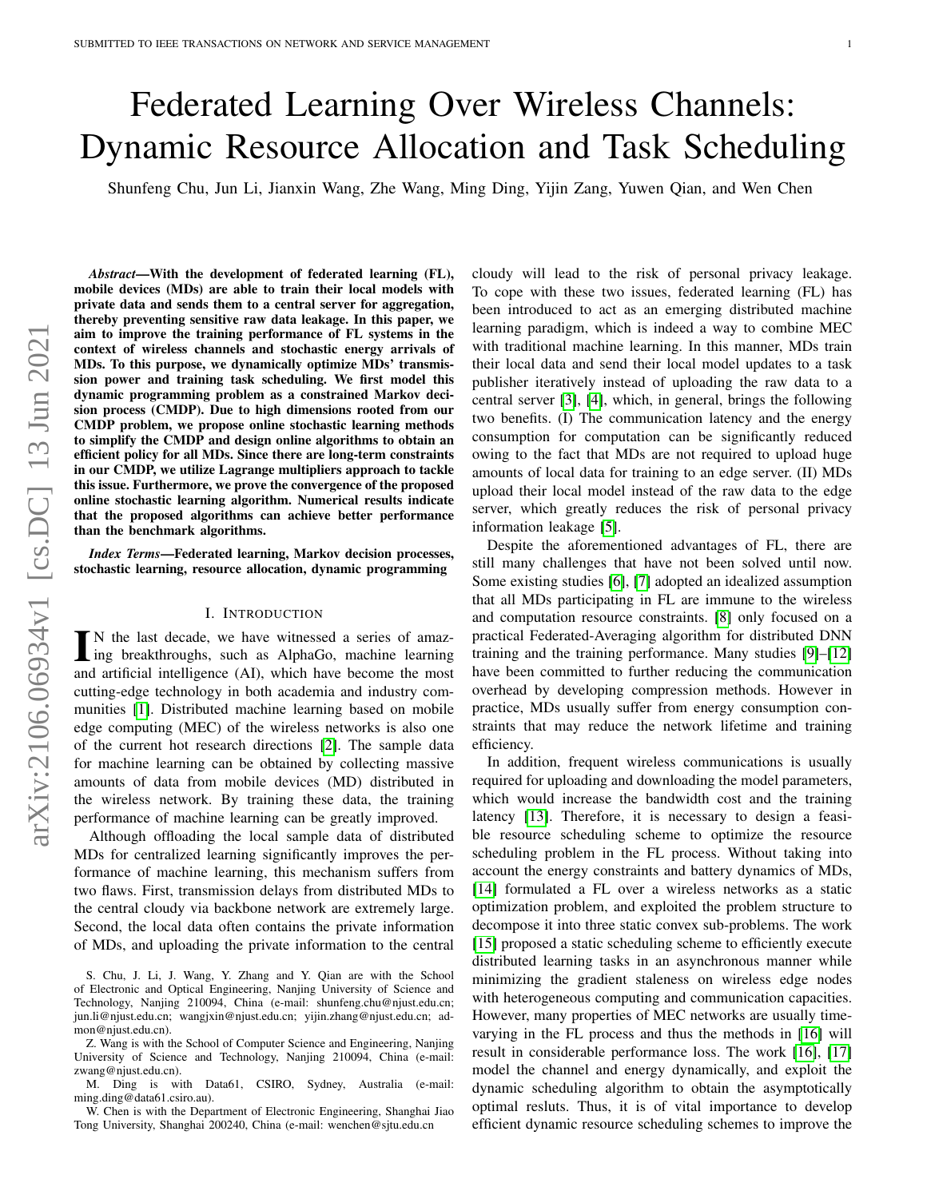# Federated Learning Over Wireless Channels: Dynamic Resource Allocation and Task Scheduling

Shunfeng Chu, Jun Li, Jianxin Wang, Zhe Wang, Ming Ding, Yijin Zang, Yuwen Qian, and Wen Chen

***Abstract*—With the development of federated learning (FL), mobile devices (MDs) are able to train their local models with private data and sends them to a central server for aggregation, thereby preventing sensitive raw data leakage. In this paper, we aim to improve the training performance of FL systems in the context of wireless channels and stochastic energy arrivals of MDs. To this purpose, we dynamically optimize MDs' transmission power and training task scheduling. We first model this dynamic programming problem as a constrained Markov decision process (CMDP). Due to high dimensions rooted from our CMDP problem, we propose online stochastic learning methods to simplify the CMDP and design online algorithms to obtain an efficient policy for all MDs. Since there are long-term constraints in our CMDP, we utilize Lagrange multipliers approach to tackle this issue. Furthermore, we prove the convergence of the proposed online stochastic learning algorithm. Numerical results indicate that the proposed algorithms can achieve better performance than the benchmark algorithms.**

***Index Terms*—Federated learning, Markov decision processes, stochastic learning, resource allocation, dynamic programming**

## I. Introduction

In the last decade, we have witnessed a series of amazing breakthroughs, such as AlphaGo, machine learning and artificial intelligence (AI), which have become the most cutting-edge technology in both academia and industry communities [1]. Distributed machine learning based on mobile edge computing (MEC) of the wireless networks is also one of the current hot research directions [2]. The sample data for machine learning can be obtained by collecting massive amounts of data from mobile devices (MD) distributed in the wireless network. By training these data, the training performance of machine learning can be greatly improved.

Although offloading the local sample data of distributed MDs for centralized learning significantly improves the performance of machine learning, this mechanism suffers from two flaws. First, transmission delays from distributed MDs to the central cloudy via backbone network are extremely large. Second, the local data often contains the private information of MDs, and uploading the private information to the central cloudy will lead to the risk of personal privacy leakage. To cope with these two issues, federated learning (FL) has been introduced to act as an emerging distributed machine learning paradigm, which is indeed a way to combine MEC with traditional machine learning. In this manner, MDs train their local data and send their local model updates to a task publisher iteratively instead of uploading the raw data to a central server [3], [4], which, in general, brings the following two benefits. (I) The communication latency and the energy consumption for computation can be significantly reduced owing to the fact that MDs are not required to upload huge amounts of local data for training to an edge server. (II) MDs upload their local model instead of the raw data to the edge server, which greatly reduces the risk of personal privacy information leakage [5].

Despite the aforementioned advantages of FL, there are still many challenges that have not been solved until now. Some existing studies [6], [7] adopted an idealized assumption that all MDs participating in FL are immune to the wireless and computation resource constraints. [8] only focused on a practical Federated-Averaging algorithm for distributed DNN training and the training performance. Many studies [9]–[12] have been committed to further reducing the communication overhead by developing compression methods. However in practice, MDs usually suffer from energy consumption constraints that may reduce the network lifetime and training efficiency.

In addition, frequent wireless communications is usually required for uploading and downloading the model parameters, which would increase the bandwidth cost and the training latency [13]. Therefore, it is necessary to design a feasible resource scheduling scheme to optimize the resource scheduling problem in the FL process. Without taking into account the energy constraints and battery dynamics of MDs, [14] formulated a FL over a wireless networks as a static optimization problem, and exploited the problem structure to decompose it into three static convex sub-problems. The work [15] proposed a static scheduling scheme to efficiently execute distributed learning tasks in an asynchronous manner while minimizing the gradient staleness on wireless edge nodes with heterogeneous computing and communication capacities. However, many properties of MEC networks are usually time-varying in the FL process and thus the methods in [16] will result in considerable performance loss. The work [16], [17] model the channel and energy dynamically, and exploit the dynamic scheduling algorithm to obtain the asymptotically optimal resluts. Thus, it is of vital importance to develop efficient dynamic resource scheduling schemes to improve the

S. Chu, J. Li, J. Wang, Y. Zhang and Y. Qian are with the School of Electronic and Optical Engineering, Nanjing University of Science and Technology, Nanjing 210094, China (e-mail: shunfeng.chu@njust.edu.cn; jun.li@njust.edu.cn; wangjxin@njust.edu.cn; yijin.zhang@njust.edu.cn; admon@njust.edu.cn).

Z. Wang is with the School of Computer Science and Engineering, Nanjing University of Science and Technology, Nanjing 210094, China (e-mail: zwang@njust.edu.cn).

M. Ding is with Data61, CSIRO, Sydney, Australia (e-mail: ming.ding@data61.csiro.au).

W. Chen is with the Department of Electronic Engineering, Shanghai Jiao Tong University, Shanghai 200240, China (e-mail: wenchen@sjtu.edu.cn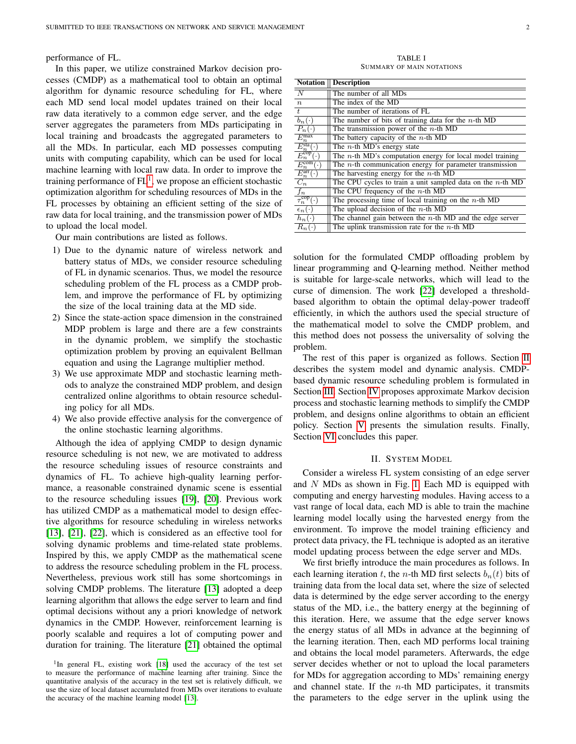performance of FL.

In this paper, we utilize constrained Markov decision processes (CMDP) as a mathematical tool to obtain an optimal algorithm for dynamic resource scheduling for FL, where each MD send local model updates trained on their local raw data iteratively to a common edge server, and the edge server aggregates the parameters from MDs participating in local training and broadcasts the aggregated parameters to all the MDs. In particular, each MD possesses computing units with computing capability, which can be used for local machine learning with local raw data. In order to improve the training performance of FL[1], we propose an efficient stochastic optimization algorithm for scheduling resources of MDs in the FL processes by obtaining an efficient setting of the size of raw data for local training, and the transmission power of MDs to upload the local model.

Our main contributions are listed as follows.

1) Due to the dynamic nature of wireless network and battery status of MDs, we consider resource scheduling of FL in dynamic scenarios. Thus, we model the resource scheduling problem of the FL process as a CMDP problem, and improve the performance of FL by optimizing the size of the local training data at the MD side.
2) Since the state-action space dimension in the constrained MDP problem is large and there are a few constraints in the dynamic problem, we simplify the stochastic optimization problem by proving an equivalent Bellman equation and using the Lagrange multiplier method.
3) We use approximate MDP and stochastic learning methods to analyze the constrained MDP problem, and design centralized online algorithms to obtain resource scheduling policy for all MDs.
4) We also provide effective analysis for the convergence of the online stochastic learning algorithms.

Although the idea of applying CMDP to design dynamic resource scheduling is not new, we are motivated to address the resource scheduling issues of resource constraints and dynamics of FL. To achieve high-quality learning performance, a reasonable constrained dynamic scene is essential to the resource scheduling issues [19], [20]. Previous work has utilized CMDP as a mathematical model to design effective algorithms for resource scheduling in wireless networks [13], [21], [22], which is considered as an effective tool for solving dynamic problems and time-related state problems. Inspired by this, we apply CMDP as the mathematical scene to address the resource scheduling problem in the FL process. Nevertheless, previous work still has some shortcomings in solving CMDP problems. The literature [13] adopted a deep learning algorithm that allows the edge server to learn and find optimal decisions without any a priori knowledge of network dynamics in the CMDP. However, reinforcement learning is poorly scalable and requires a lot of computing power and duration for training. The literature [21] obtained the optimal solution for the formulated CMDP offloading problem by linear programming and Q-learning method. Neither method is suitable for large-scale networks, which will lead to the curse of dimension. The work [22] developed a threshold-based algorithm to obtain the optimal delay-power tradeoff efficiently, in which the authors used the special structure of the mathematical model to solve the CMDP problem, and this method does not possess the universality of solving the problem.

[1] In general FL, existing work [18] used the accuracy of the test set to measure the performance of machine learning after training. Since the quantitative analysis of the accuracy in the test set is relatively difficult, we use the size of local dataset accumulated from MDs over iterations to evaluate the accuracy of the machine learning model [13].

TABLE I
SUMMARY OF MAIN NOTATIONS

| Notation | Description |
|---|---|
| $N$ | The number of all MDs |
| $n$ | The index of the MD |
| $t$ | The number of iterations of FL |
| $b_n(\cdot)$ | The number of bits of training data for the $n$-th MD |
| $P_n(\cdot)$ | The transmission power of the $n$-th MD |
| $E_n^{\max}$ | The battery capacity of the $n$-th MD |
| $E_n^{\text{sta}}(\cdot)$ | The $n$-th MD's energy state |
| $E_n^{\text{cop}}(\cdot)$ | The $n$-th MD's computation energy for local model training |
| $E_n^{\text{com}}(\cdot)$ | The $n$-th communication energy for parameter transmission |
| $E_n^{\text{arr}}(\cdot)$ | The harvesting energy for the $n$-th MD |
| $C_n$ | The CPU cycles to train a unit sampled data on the $n$-th MD |
| $f_n$ | The CPU frequency of the $n$-th MD |
| $\tau_n^{\text{cop}}(\cdot)$ | The processing time of local training on the $n$-th MD |
| $\epsilon_n(\cdot)$ | The upload decision of the $n$-th MD |
| $h_n(\cdot)$ | The channel gain between the $n$-th MD and the edge server |
| $R_n(\cdot)$ | The uplink transmission rate for the $n$-th MD |

The rest of this paper is organized as follows. Section II describes the system model and dynamic analysis. CMDP-based dynamic resource scheduling problem is formulated in Section III. Section IV proposes approximate Markov decision process and stochastic learning methods to simplify the CMDP problem, and designs online algorithms to obtain an efficient policy. Section V presents the simulation results. Finally, Section VI concludes this paper.

## II. System Model

Consider a wireless FL system consisting of an edge server and $N$ MDs as shown in Fig. 1. Each MD is equipped with computing and energy harvesting modules. Having access to a vast range of local data, each MD is able to train the machine learning model locally using the harvested energy from the environment. To improve the model training efficiency and protect data privacy, the FL technique is adopted as an iterative model updating process between the edge server and MDs.

We first briefly introduce the main procedures as follows. In each learning iteration $t$, the $n$-th MD first selects $b_n(t)$ bits of training data from the local data set, where the size of selected data is determined by the edge server according to the energy status of the MD, i.e., the battery energy at the beginning of this iteration. Here, we assume that the edge server knows the energy status of all MDs in advance at the beginning of the learning iteration. Then, each MD performs local training and obtains the local model parameters. Afterwards, the edge server decides whether or not to upload the local parameters for MDs for aggregation according to MDs' remaining energy and channel state. If the $n$-th MD participates, it transmits the parameters to the edge server in the uplink using the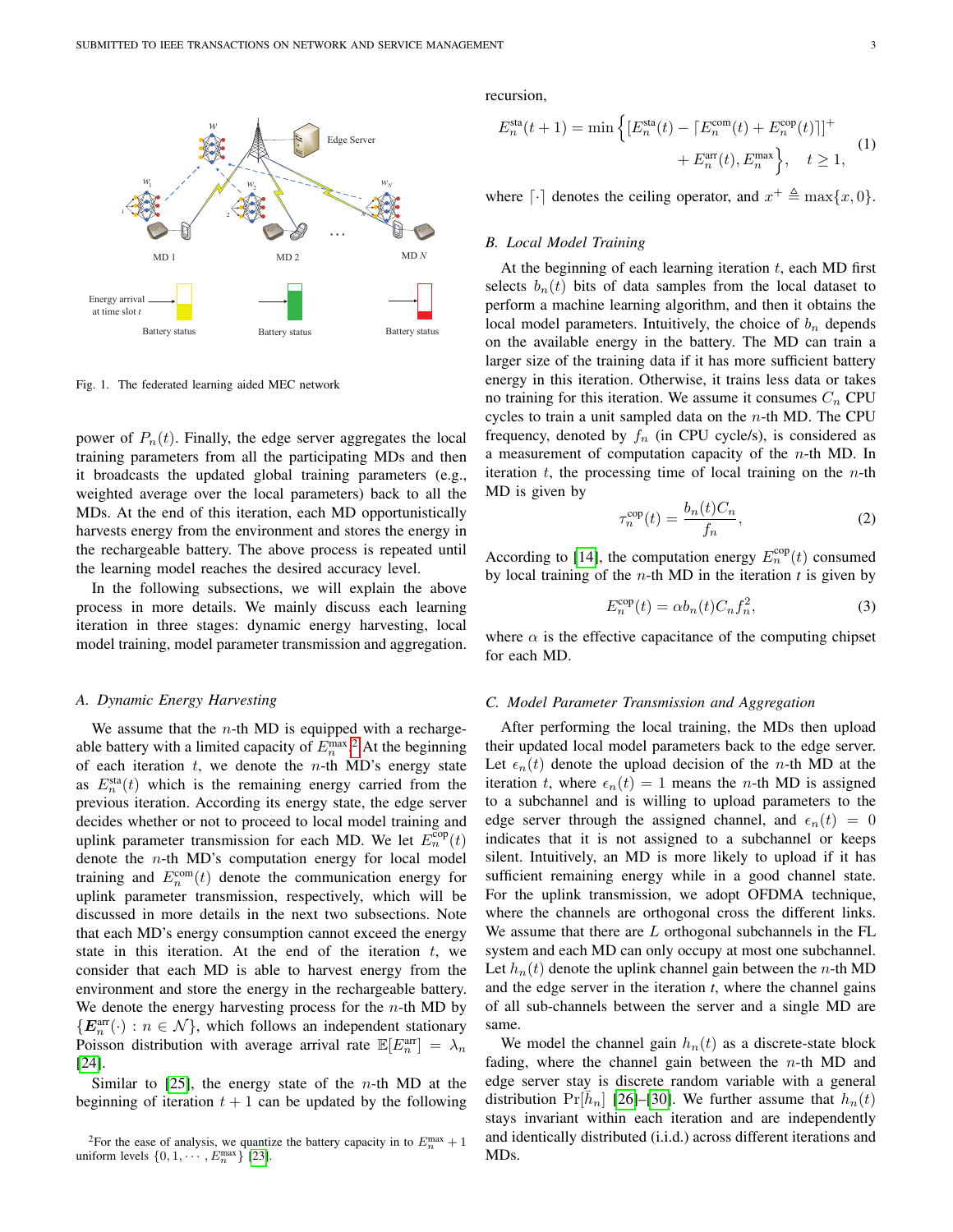Fig. 1. The federated learning aided MEC network

power of $P_n(t)$. Finally, the edge server aggregates the local training parameters from all the participating MDs and then it broadcasts the updated global training parameters (e.g., weighted average over the local parameters) back to all the MDs. At the end of this iteration, each MD opportunistically harvests energy from the environment and stores the energy in the rechargeable battery. The above process is repeated until the learning model reaches the desired accuracy level.

In the following subsections, we will explain the above process in more details. We mainly discuss each learning iteration in three stages: dynamic energy harvesting, local model training, model parameter transmission and aggregation.

### A. Dynamic Energy Harvesting

We assume that the $n$-th MD is equipped with a rechargeable battery with a limited capacity of $E_n^{\max}$.[2] At the beginning of each iteration $t$, we denote the $n$-th MD's energy state as $E_n^{\text{sta}}(t)$ which is the remaining energy carried from the previous iteration. According its energy state, the edge server decides whether or not to proceed to local model training and uplink parameter transmission for each MD. We let $E_n^{\text{cop}}(t)$ denote the $n$-th MD's computation energy for local model training and $E_n^{\text{com}}(t)$ denote the communication energy for uplink parameter transmission, respectively, which will be discussed in more details in the next two subsections. Note that each MD's energy consumption cannot exceed the energy state in this iteration. At the end of the iteration $t$, we consider that each MD is able to harvest energy from the environment and store the energy in the rechargeable battery. We denote the energy harvesting process for the $n$-th MD by $\{\boldsymbol{E}_n^{\text{arr}}(\cdot) : n \in \mathcal{N}\}$, which follows an independent stationary Poisson distribution with average arrival rate $\mathbb{E}[E_n^{\text{arr}}] = \lambda_n$ [24].

Similar to [25], the energy state of the $n$-th MD at the beginning of iteration $t+1$ can be updated by the following recursion,

$$E_n^{\text{sta}}(t+1) = \min\Big\{[E_n^{\text{sta}}(t) - \lceil E_n^{\text{com}}(t) + E_n^{\text{cop}}(t)\rceil]^+ + E_n^{\text{arr}}(t), E_n^{\max}\Big\}, \quad t \geq 1, \tag{1}$$

where $\lceil\cdot\rceil$ denotes the ceiling operator, and $x^+ \triangleq \max\{x, 0\}$.

### B. Local Model Training

At the beginning of each learning iteration $t$, each MD first selects $b_n(t)$ bits of data samples from the local dataset to perform a machine learning algorithm, and then it obtains the local model parameters. Intuitively, the choice of $b_n$ depends on the available energy in the battery. The MD can train a larger size of the training data if it has more sufficient battery energy in this iteration. Otherwise, it trains less data or takes no training for this iteration. We assume it consumes $C_n$ CPU cycles to train a unit sampled data on the $n$-th MD. The CPU frequency, denoted by $f_n$ (in CPU cycle/s), is considered as a measurement of computation capacity of the $n$-th MD. In iteration $t$, the processing time of local training on the $n$-th MD is given by

$$\tau_n^{\text{cop}}(t) = \frac{b_n(t)C_n}{f_n}, \tag{2}$$

According to [14], the computation energy $E_n^{\text{cop}}(t)$ consumed by local training of the $n$-th MD in the iteration $t$ is given by

$$E_n^{\text{cop}}(t) = \alpha b_n(t) C_n f_n^2, \tag{3}$$

where $\alpha$ is the effective capacitance of the computing chipset for each MD.

### C. Model Parameter Transmission and Aggregation

After performing the local training, the MDs then upload their updated local model parameters back to the edge server. Let $\epsilon_n(t)$ denote the upload decision of the $n$-th MD at the iteration $t$, where $\epsilon_n(t) = 1$ means the $n$-th MD is assigned to a subchannel and is willing to upload parameters to the edge server through the assigned channel, and $\epsilon_n(t) = 0$ indicates that it is not assigned to a subchannel or keeps silent. Intuitively, an MD is more likely to upload if it has sufficient remaining energy while in a good channel state. For the uplink transmission, we adopt OFDMA technique, where the channels are orthogonal cross the different links. We assume that there are $L$ orthogonal subchannels in the FL system and each MD can only occupy at most one subchannel. Let $h_n(t)$ denote the uplink channel gain between the $n$-th MD and the edge server in the iteration $t$, where the channel gains of all sub-channels between the server and a single MD are same.

We model the channel gain $h_n(t)$ as a discrete-state block fading, where the channel gain between the $n$-th MD and edge server stay is discrete random variable with a general distribution $\Pr[\bar{h}_n]$ [26]–[30]. We further assume that $h_n(t)$ stays invariant within each iteration and are independently and identically distributed (i.i.d.) across different iterations and MDs.

[2] For the ease of analysis, we quantize the battery capacity in to $E_n^{\max}+1$ uniform levels $\{0, 1, \cdots, E_n^{\max}\}$ [23].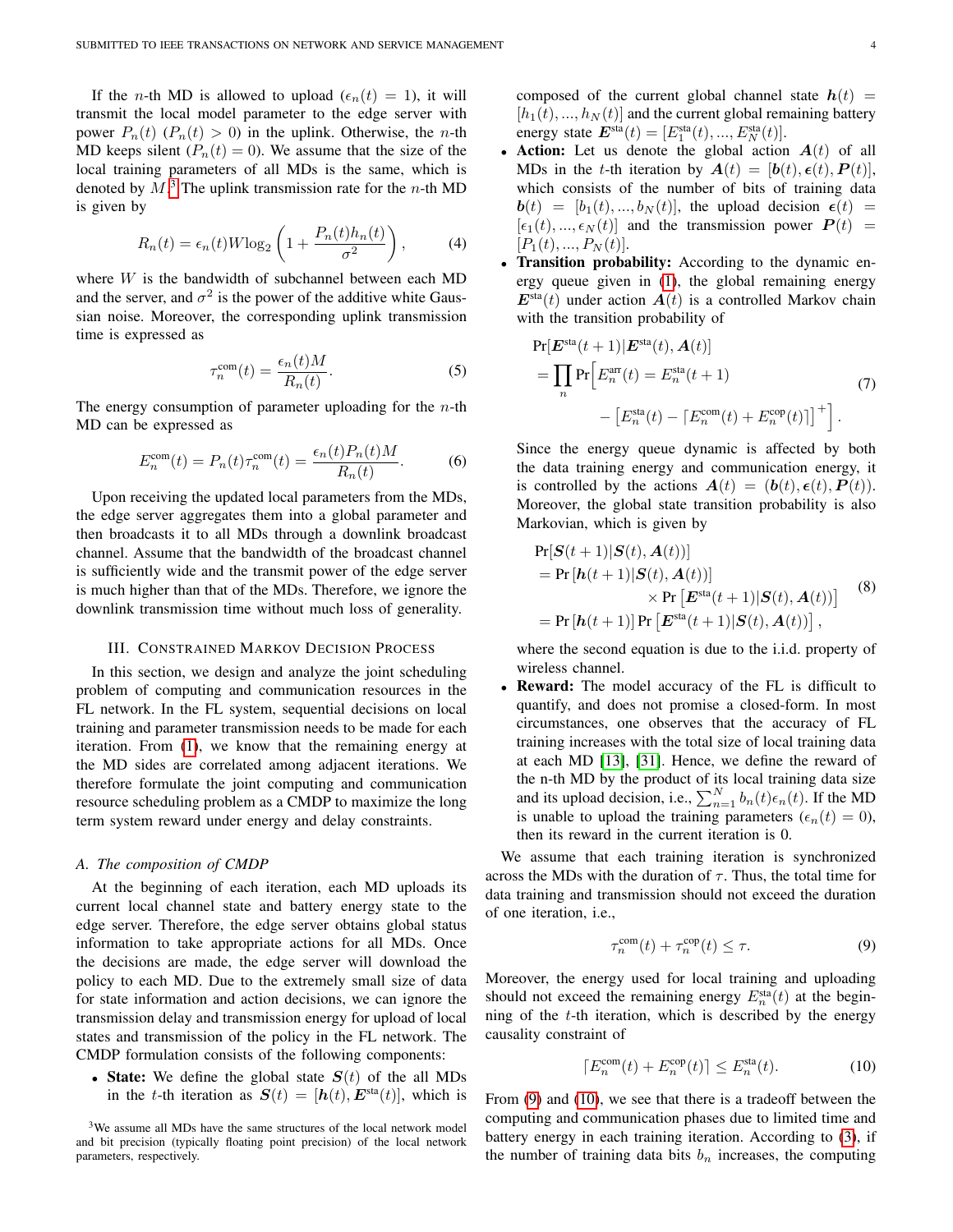If the $n$-th MD is allowed to upload ($\epsilon_n(t) = 1$), it will transmit the local model parameter to the edge server with power $P_n(t)$ ($P_n(t) > 0$) in the uplink. Otherwise, the $n$-th MD keeps silent ($P_n(t) = 0$). We assume that the size of the local training parameters of all MDs is the same, which is denoted by $M$.[3] The uplink transmission rate for the $n$-th MD is given by

$$R_n(t) = \epsilon_n(t) W \log_2 \left(1 + \frac{P_n(t) h_n(t)}{\sigma^2}\right), \tag{4}$$

where $W$ is the bandwidth of subchannel between each MD and the server, and $\sigma^2$ is the power of the additive white Gaussian noise. Moreover, the corresponding uplink transmission time is expressed as

$$\tau_n^{\text{com}}(t) = \frac{\epsilon_n(t) M}{R_n(t)}. \tag{5}$$

The energy consumption of parameter uploading for the $n$-th MD can be expressed as

$$E_n^{\text{com}}(t) = P_n(t) \tau_n^{\text{com}}(t) = \frac{\epsilon_n(t) P_n(t) M}{R_n(t)}. \tag{6}$$

Upon receiving the updated local parameters from the MDs, the edge server aggregates them into a global parameter and then broadcasts it to all MDs through a downlink broadcast channel. Assume that the bandwidth of the broadcast channel is sufficiently wide and the transmit power of the edge server is much higher than that of the MDs. Therefore, we ignore the downlink transmission time without much loss of generality.

## III. Constrained Markov Decision Process

In this section, we design and analyze the joint scheduling problem of computing and communication resources in the FL network. In the FL system, sequential decisions on local training and parameter transmission needs to be made for each iteration. From (1), we know that the remaining energy at the MD sides are correlated among adjacent iterations. We therefore formulate the joint computing and communication resource scheduling problem as a CMDP to maximize the long term system reward under energy and delay constraints.

### A. The composition of CMDP

At the beginning of each iteration, each MD uploads its current local channel state and battery energy state to the edge server. Therefore, the edge server obtains global status information to take appropriate actions for all MDs. Once the decisions are made, the edge server will download the policy to each MD. Due to the extremely small size of data for state information and action decisions, we can ignore the transmission delay and transmission energy for upload of local states and transmission of the policy in the FL network. The CMDP formulation consists of the following components:

- **State:** We define the global state $\boldsymbol{S}(t)$ of the all MDs in the $t$-th iteration as $\boldsymbol{S}(t) = [\boldsymbol{h}(t), \boldsymbol{E}^{\text{sta}}(t)]$, which is composed of the current global channel state $\boldsymbol{h}(t) = [h_1(t), ..., h_N(t)]$ and the current global remaining battery energy state $\boldsymbol{E}^{\text{sta}}(t) = [E_1^{\text{sta}}(t), ..., E_N^{\text{sta}}(t)]$.
- **Action:** Let us denote the global action $\boldsymbol{A}(t)$ of all MDs in the $t$-th iteration by $\boldsymbol{A}(t) = [\boldsymbol{b}(t), \boldsymbol{\epsilon}(t), \boldsymbol{P}(t)]$, which consists of the number of bits of training data $\boldsymbol{b}(t) = [b_1(t), ..., b_N(t)]$, the upload decision $\boldsymbol{\epsilon}(t) = [\epsilon_1(t), ..., \epsilon_N(t)]$ and the transmission power $\boldsymbol{P}(t) = [P_1(t), ..., P_N(t)]$.
- **Transition probability:** According to the dynamic energy queue given in (1), the global remaining energy $\boldsymbol{E}^{\text{sta}}(t)$ under action $\boldsymbol{A}(t)$ is a controlled Markov chain with the transition probability of

$$\begin{aligned}
&\Pr[\boldsymbol{E}^{\text{sta}}(t+1) | \boldsymbol{E}^{\text{sta}}(t), \boldsymbol{A}(t)] \\
&= \prod_n \Pr\Big[E_n^{\text{arr}}(t) = E_n^{\text{sta}}(t+1) \\
&\qquad - \left[E_n^{\text{sta}}(t) - \lceil E_n^{\text{com}}(t) + E_n^{\text{cop}}(t) \rceil\right]^+\Big].
\end{aligned} \tag{7}$$

Since the energy queue dynamic is affected by both the data training energy and communication energy, it is controlled by the actions $\boldsymbol{A}(t) = (\boldsymbol{b}(t), \boldsymbol{\epsilon}(t), \boldsymbol{P}(t))$. Moreover, the global state transition probability is also Markovian, which is given by

$$\begin{aligned}
&\Pr[\boldsymbol{S}(t+1) | \boldsymbol{S}(t), \boldsymbol{A}(t))] \\
&= \Pr\left[\boldsymbol{h}(t+1) | \boldsymbol{S}(t), \boldsymbol{A}(t))\right] \\
&\qquad \times \Pr\left[\boldsymbol{E}^{\text{sta}}(t+1) | \boldsymbol{S}(t), \boldsymbol{A}(t))\right] \\
&= \Pr\left[\boldsymbol{h}(t+1)\right] \Pr\left[\boldsymbol{E}^{\text{sta}}(t+1) | \boldsymbol{S}(t), \boldsymbol{A}(t))\right],
\end{aligned} \tag{8}$$

where the second equation is due to the i.i.d. property of wireless channel.
- **Reward:** The model accuracy of the FL is difficult to quantify, and does not promise a closed-form. In most circumstances, one observes that the accuracy of FL training increases with the total size of local training data at each MD [13], [31]. Hence, we define the reward of the n-th MD by the product of its local training data size and its upload decision, i.e., $\sum_{n=1}^{N} b_n(t) \epsilon_n(t)$. If the MD is unable to upload the training parameters ($\epsilon_n(t) = 0$), then its reward in the current iteration is 0.

We assume that each training iteration is synchronized across the MDs with the duration of $\tau$. Thus, the total time for data training and transmission should not exceed the duration of one iteration, i.e.,

$$\tau_n^{\text{com}}(t) + \tau_n^{\text{cop}}(t) \leq \tau. \tag{9}$$

Moreover, the energy used for local training and uploading should not exceed the remaining energy $E_n^{\text{sta}}(t)$ at the beginning of the $t$-th iteration, which is described by the energy causality constraint of

$$\lceil E_n^{\text{com}}(t) + E_n^{\text{cop}}(t) \rceil \leq E_n^{\text{sta}}(t). \tag{10}$$

From (9) and (10), we see that there is a tradeoff between the computing and communication phases due to limited time and battery energy in each training iteration. According to (3), if the number of training data bits $b_n$ increases, the computing

[3] We assume all MDs have the same structures of the local network model and bit precision (typically floating point precision) of the local network parameters, respectively.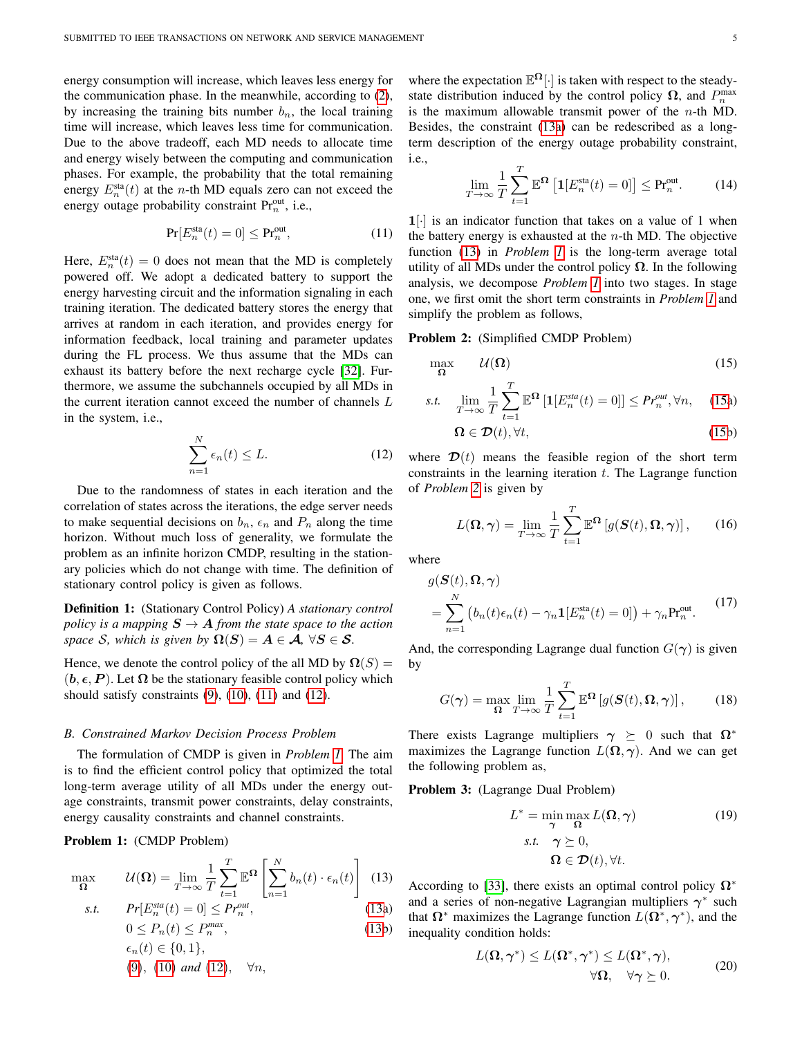energy consumption will increase, which leaves less energy for the communication phase. In the meanwhile, according to (2), by increasing the training bits number $b_n$, the local training time will increase, which leaves less time for communication. Due to the above tradeoff, each MD needs to allocate time and energy wisely between the computing and communication phases. For example, the probability that the total remaining energy $E_n^{\text{sta}}(t)$ at the $n$-th MD equals zero can not exceed the energy outage probability constraint $\text{Pr}_n^{\text{out}}$, i.e.,

$$\Pr[E_n^{\text{sta}}(t) = 0] \leq \text{Pr}_n^{\text{out}}, \tag{11}$$

Here, $E_n^{\text{sta}}(t) = 0$ does not mean that the MD is completely powered off. We adopt a dedicated battery to support the energy harvesting circuit and the information signaling in each training iteration. The dedicated battery stores the energy that arrives at random in each iteration, and provides energy for information feedback, local training and parameter updates during the FL process. We thus assume that the MDs can exhaust its battery before the next recharge cycle [32]. Furthermore, we assume the subchannels occupied by all MDs in the current iteration cannot exceed the number of channels $L$ in the system, i.e.,

$$\sum_{n=1}^{N} \epsilon_n(t) \leq L. \tag{12}$$

Due to the randomness of states in each iteration and the correlation of states across the iterations, the edge server needs to make sequential decisions on $b_n$, $\epsilon_n$ and $P_n$ along the time horizon. Without much loss of generality, we formulate the problem as an infinite horizon CMDP, resulting in the stationary policies which do not change with time. The definition of stationary control policy is given as follows.

**Definition 1:** (Stationary Control Policy) *A stationary control policy is a mapping $\boldsymbol{S} \rightarrow \boldsymbol{A}$ from the state space $\mathcal{S}$ to the action space $\mathcal{S}$, which is given by $\boldsymbol{\Omega}(\boldsymbol{S}) = \boldsymbol{A} \in \boldsymbol{\mathcal{A}}$, $\forall \boldsymbol{S} \in \boldsymbol{\mathcal{S}}$.*

Hence, we denote the control policy of the all MD by $\boldsymbol{\Omega}(S) = (\boldsymbol{b}, \boldsymbol{\epsilon}, \boldsymbol{P})$. Let $\boldsymbol{\Omega}$ be the stationary feasible control policy which should satisfy constraints (9), (10), (11) and (12).

### B. Constrained Markov Decision Process Problem

The formulation of CMDP is given in *Problem 1*. The aim is to find the efficient control policy that optimized the total long-term average utility of all MDs under the energy outage constraints, transmit power constraints, delay constraints, energy causality constraints and channel constraints.

**Problem 1:** (CMDP Problem)

$$\max_{\boldsymbol{\Omega}} \quad \mathcal{U}(\boldsymbol{\Omega}) = \lim_{T\rightarrow\infty} \frac{1}{T} \sum_{t=1}^{T} \mathbb{E}^{\boldsymbol{\Omega}} \left[ \sum_{n=1}^{N} b_n(t) \cdot \epsilon_n(t) \right] \tag{13}$$

$$\text{s.t.} \quad Pr[E_n^{sta}(t) = 0] \leq Pr_n^{out}, \tag{13a}$$

$$0 \leq P_n(t) \leq P_n^{max}, \tag{13b}$$

$$\epsilon_n(t) \in \{0, 1\},$$

$$(9),\ (10)\ \textit{and}\ (12), \quad \forall n,$$

where the expectation $\mathbb{E}^{\boldsymbol{\Omega}}[\cdot]$ is taken with respect to the steady-state distribution induced by the control policy $\boldsymbol{\Omega}$, and $P_n^{\max}$ is the maximum allowable transmit power of the $n$-th MD. Besides, the constraint (13a) can be redescribed as a long-term description of the energy outage probability constraint, i.e.,

$$\lim_{T\rightarrow\infty} \frac{1}{T} \sum_{t=1}^{T} \mathbb{E}^{\boldsymbol{\Omega}} \left[ \mathbf{1}[E_n^{\text{sta}}(t) = 0] \right] \leq \text{Pr}_n^{\text{out}}. \tag{14}$$

$\mathbf{1}[\cdot]$ is an indicator function that takes on a value of 1 when the battery energy is exhausted at the $n$-th MD. The objective function (13) in *Problem 1* is the long-term average total utility of all MDs under the control policy $\boldsymbol{\Omega}$. In the following analysis, we decompose *Problem 1* into two stages. In stage one, we first omit the short term constraints in *Problem 1* and simplify the problem as follows,

**Problem 2:** (Simplified CMDP Problem)

$$\max_{\boldsymbol{\Omega}} \quad \mathcal{U}(\boldsymbol{\Omega}) \tag{15}$$

$$\text{s.t.} \quad \lim_{T\rightarrow\infty} \frac{1}{T} \sum_{t=1}^{T} \mathbb{E}^{\boldsymbol{\Omega}} \left[ \mathbf{1}[E_n^{sta}(t) = 0] \right] \leq Pr_n^{out}, \forall n, \tag{15a}$$

$$\boldsymbol{\Omega} \in \boldsymbol{\mathcal{D}}(t), \forall t, \tag{15b}$$

where $\boldsymbol{\mathcal{D}}(t)$ means the feasible region of the short term constraints in the learning iteration $t$. The Lagrange function of *Problem 2* is given by

$$L(\boldsymbol{\Omega}, \boldsymbol{\gamma}) = \lim_{T\rightarrow\infty} \frac{1}{T} \sum_{t=1}^{T} \mathbb{E}^{\boldsymbol{\Omega}} \left[ g(\boldsymbol{S}(t), \boldsymbol{\Omega}, \boldsymbol{\gamma}) \right], \tag{16}$$

where

$$\begin{aligned} & g(\boldsymbol{S}(t), \boldsymbol{\Omega}, \boldsymbol{\gamma}) \\ & = \sum_{n=1}^{N} \left( b_n(t)\epsilon_n(t) - \gamma_n \mathbf{1}[E_n^{\text{sta}}(t) = 0] \right) + \gamma_n \text{Pr}_n^{\text{out}}. \end{aligned} \tag{17}$$

And, the corresponding Lagrange dual function $G(\boldsymbol{\gamma})$ is given by

$$G(\boldsymbol{\gamma}) = \max_{\boldsymbol{\Omega}} \lim_{T\rightarrow\infty} \frac{1}{T} \sum_{t=1}^{T} \mathbb{E}^{\boldsymbol{\Omega}} \left[ g(\boldsymbol{S}(t), \boldsymbol{\Omega}, \boldsymbol{\gamma}) \right], \tag{18}$$

There exists Lagrange multipliers $\boldsymbol{\gamma} \succeq 0$ such that $\boldsymbol{\Omega}^*$ maximizes the Lagrange function $L(\boldsymbol{\Omega}, \boldsymbol{\gamma})$. And we can get the following problem as,

**Problem 3:** (Lagrange Dual Problem)

$$\begin{aligned} L^* = \min_{\boldsymbol{\gamma}} & \max_{\boldsymbol{\Omega}} L(\boldsymbol{\Omega}, \boldsymbol{\gamma}) \\ \text{s.t.} \quad & \boldsymbol{\gamma} \succeq 0, \\ & \boldsymbol{\Omega} \in \boldsymbol{\mathcal{D}}(t), \forall t. \end{aligned} \tag{19}$$

According to [33], there exists an optimal control policy $\boldsymbol{\Omega}^*$ and a series of non-negative Lagrangian multipliers $\boldsymbol{\gamma}^*$ such that $\boldsymbol{\Omega}^*$ maximizes the Lagrange function $L(\boldsymbol{\Omega}^*, \boldsymbol{\gamma}^*)$, and the inequality condition holds:

$$\begin{aligned} L(\boldsymbol{\Omega}, \boldsymbol{\gamma}^*) \leq L(\boldsymbol{\Omega}^*, \boldsymbol{\gamma}^*) \leq L(\boldsymbol{\Omega}^*, \boldsymbol{\gamma}), \\ \forall \boldsymbol{\Omega}, \quad \forall \boldsymbol{\gamma} \succeq 0. \end{aligned} \tag{20}$$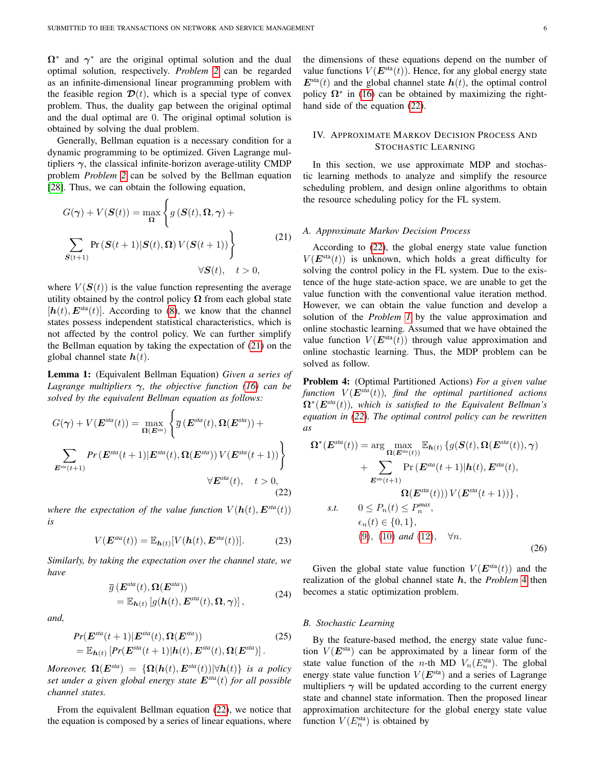$\boldsymbol{\Omega}^*$ and $\boldsymbol{\gamma}^*$ are the original optimal solution and the dual optimal solution, respectively. *Problem 2* can be regarded as an infinite-dimensional linear programming problem with the feasible region $\boldsymbol{\mathcal{D}}(t)$, which is a special type of convex problem. Thus, the duality gap between the original optimal and the dual optimal are 0. The original optimal solution is obtained by solving the dual problem.

Generally, Bellman equation is a necessary condition for a dynamic programming to be optimized. Given Lagrange multipliers $\boldsymbol{\gamma}$, the classical infinite-horizon average-utility CMDP problem *Problem 2* can be solved by the Bellman equation [28]. Thus, we can obtain the following equation,

$$
\begin{aligned}
G(\boldsymbol{\gamma}) + V(\boldsymbol{S}(t)) = \max_{\boldsymbol{\Omega}} \Bigg\{ & g\left(\boldsymbol{S}(t), \boldsymbol{\Omega}, \boldsymbol{\gamma}\right) + \\
& \sum_{\boldsymbol{S}(t+1)} \Pr\left(\boldsymbol{S}(t+1) | \boldsymbol{S}(t), \boldsymbol{\Omega}\right) V(\boldsymbol{S}(t+1)) \Bigg\} \\
& \forall \boldsymbol{S}(t), \quad t > 0,
\end{aligned} \tag{21}
$$

where $V(\boldsymbol{S}(t))$ is the value function representing the average utility obtained by the control policy $\boldsymbol{\Omega}$ from each global state $[\boldsymbol{h}(t), \boldsymbol{E}^{\text{sta}}(t)]$. According to (8), we know that the channel states possess independent statistical characteristics, which is not affected by the control policy. We can further simplify the Bellman equation by taking the expectation of (21) on the global channel state $\boldsymbol{h}(t)$.

**Lemma 1:** (Equivalent Bellman Equation) *Given a series of Lagrange multipliers $\boldsymbol{\gamma}$, the objective function (16) can be solved by the equivalent Bellman equation as follows:*

$$
\begin{aligned}
G(\boldsymbol{\gamma}) + V(\boldsymbol{E}^{sta}(t)) = \max_{\boldsymbol{\Omega}(\boldsymbol{E}^{sta})} \Bigg\{ & \overline{g}\left(\boldsymbol{E}^{sta}(t), \boldsymbol{\Omega}(\boldsymbol{E}^{sta})\right) + \\
\sum_{\boldsymbol{E}^{sta}(t+1)} & Pr\left(\boldsymbol{E}^{sta}(t+1) | \boldsymbol{E}^{sta}(t), \boldsymbol{\Omega}(\boldsymbol{E}^{sta})\right) V(\boldsymbol{E}^{sta}(t+1)) \Bigg\} \\
& \forall \boldsymbol{E}^{sta}(t), \quad t > 0,
\end{aligned} \tag{22}
$$

*where the expectation of the value function $V(\boldsymbol{h}(t), \boldsymbol{E}^{sta}(t))$ is*

$$
V(\boldsymbol{E}^{sta}(t)) = \mathbb{E}_{\boldsymbol{h}(t)}[V(\boldsymbol{h}(t), \boldsymbol{E}^{sta}(t))]. \tag{23}
$$

*Similarly, by taking the expectation over the channel state, we have*

$$
\begin{aligned}
& \overline{g}\left(\boldsymbol{E}^{sta}(t), \boldsymbol{\Omega}(\boldsymbol{E}^{sta})\right) \\
& = \mathbb{E}_{\boldsymbol{h}(t)}\left[g(\boldsymbol{h}(t), \boldsymbol{E}^{sta}(t), \boldsymbol{\Omega}, \boldsymbol{\gamma})\right],
\end{aligned} \tag{24}
$$

*and,*

$$
\begin{aligned}
& Pr(\boldsymbol{E}^{sta}(t+1) | \boldsymbol{E}^{sta}(t), \boldsymbol{\Omega}(\boldsymbol{E}^{sta})) \\
& = \mathbb{E}_{\boldsymbol{h}(t)}\left[Pr(\boldsymbol{E}^{sta}(t+1) | \boldsymbol{h}(t), \boldsymbol{E}^{sta}(t), \boldsymbol{\Omega}(\boldsymbol{E}^{sta})\right].
\end{aligned} \tag{25}
$$

*Moreover, $\boldsymbol{\Omega}(\boldsymbol{E}^{sta}) = \{\boldsymbol{\Omega}(\boldsymbol{h}(t), \boldsymbol{E}^{sta}(t)) | \forall \boldsymbol{h}(t)\}$ is a policy set under a given global energy state $\boldsymbol{E}^{sta}(t)$ for all possible channel states.*

From the equivalent Bellman equation (22), we notice that the equation is composed by a series of linear equations, where the dimensions of these equations depend on the number of value functions $V(\boldsymbol{E}^{\text{sta}}(t))$. Hence, for any global energy state $\boldsymbol{E}^{\text{sta}}(t)$ and the global channel state $\boldsymbol{h}(t)$, the optimal control policy $\boldsymbol{\Omega}^*$ in (16) can be obtained by maximizing the right-hand side of the equation (22).

## IV. Approximate Markov Decision Process And Stochastic Learning

In this section, we use approximate MDP and stochastic learning methods to analyze and simplify the resource scheduling problem, and design online algorithms to obtain the resource scheduling policy for the FL system.

### A. Approximate Markov Decision Process

According to (22), the global energy state value function $V(\boldsymbol{E}^{\text{sta}}(t))$ is unknown, which holds a great difficulty for solving the control policy in the FL system. Due to the existence of the huge state-action space, we are unable to get the value function with the conventional value iteration method. However, we can obtain the value function and develop a solution of the *Problem 1* by the value approximation and online stochastic learning. Assumed that we have obtained the value function $V(\boldsymbol{E}^{\text{sta}}(t))$ through value approximation and online stochastic learning. Thus, the MDP problem can be solved as follow.

**Problem 4:** (Optimal Partitioned Actions) *For a given value function $V(\boldsymbol{E}^{sta}(t))$, find the optimal partitioned actions $\boldsymbol{\Omega}^*(\boldsymbol{E}^{sta}(t))$, which is satisfied to the Equivalent Bellman's equation in (22). The optimal control policy can be rewritten as*

$$
\begin{aligned}
\boldsymbol{\Omega}^*(\boldsymbol{E}^{sta}(t)) = \arg \max_{\boldsymbol{\Omega}(\boldsymbol{E}^{sta}(t))} & \mathbb{E}_{\boldsymbol{h}(t)} \{g(\boldsymbol{S}(t), \boldsymbol{\Omega}(\boldsymbol{E}^{sta}(t)), \boldsymbol{\gamma}) \\
& + \sum_{\boldsymbol{E}^{sta}(t+1)} \Pr\left(\boldsymbol{E}^{sta}(t+1) | \boldsymbol{h}(t), \boldsymbol{E}^{sta}(t), \right. \\
& \left. \boldsymbol{\Omega}(\boldsymbol{E}^{sta}(t))\right) V(\boldsymbol{E}^{sta}(t+1))\}, \\
s.t. \quad & 0 \leq P_n(t) \leq P_n^{max}, \\
& \epsilon_n(t) \in \{0, 1\}, \\
& (9), \ (10) \text{ and } (12), \quad \forall n.
\end{aligned} \tag{26}
$$

Given the global state value function $V(\boldsymbol{E}^{\text{sta}}(t))$ and the realization of the global channel state $\boldsymbol{h}$, the *Problem 4* then becomes a static optimization problem.

### B. Stochastic Learning

By the feature-based method, the energy state value function $V(\boldsymbol{E}^{\text{sta}})$ can be approximated by a linear form of the state value function of the $n$-th MD $V_n(E_n^{\text{sta}})$. The global energy state value function $V(\boldsymbol{E}^{\text{sta}})$ and a series of Lagrange multipliers $\boldsymbol{\gamma}$ will be updated according to the current energy state and channel state information. Then the proposed linear approximation architecture for the global energy state value function $V(E_n^{\text{sta}})$ is obtained by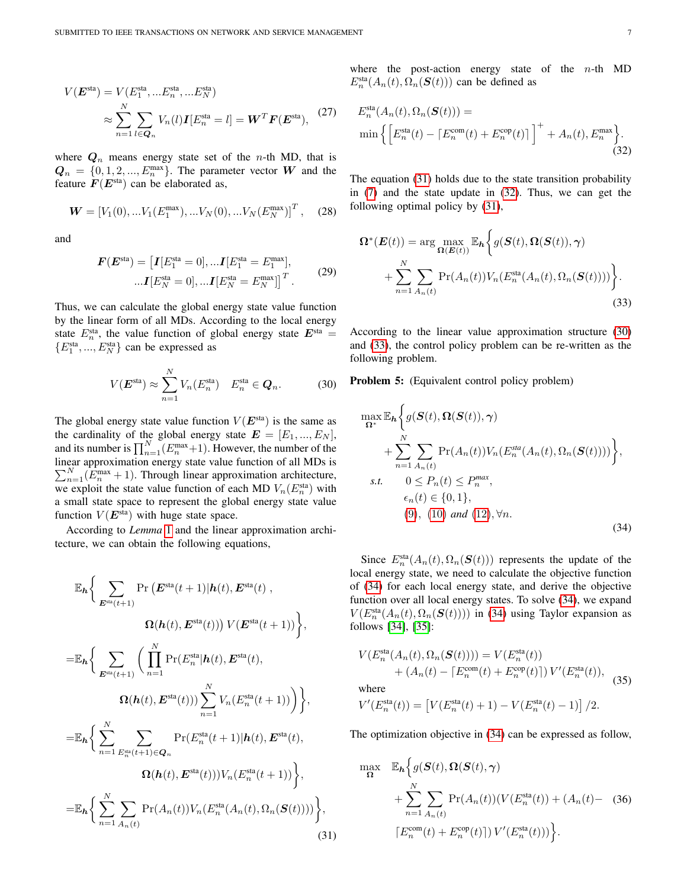$$
\begin{aligned}
V(\boldsymbol{E}^{\text{sta}}) &= V(E_1^{\text{sta}}, ...E_n^{\text{sta}}, ...E_N^{\text{sta}}) \\
&\approx \sum_{n=1}^{N} \sum_{l \in \boldsymbol{Q}_n} V_n(l) \boldsymbol{I}[E_n^{\text{sta}} = l] = \boldsymbol{W}^T \boldsymbol{F}(\boldsymbol{E}^{\text{sta}}),
\end{aligned} \tag{27}
$$

where $\boldsymbol{Q}_n$ means energy state set of the $n$-th MD, that is $\boldsymbol{Q}_n = \{0, 1, 2, ..., E_n^{\max}\}$. The parameter vector $\boldsymbol{W}$ and the feature $\boldsymbol{F}(\boldsymbol{E}^{\text{sta}})$ can be elaborated as,

$$
\boldsymbol{W} = [V_1(0), ...V_1(E_1^{\max}), ...V_N(0), ...V_N(E_N^{\max})]^T, \tag{28}
$$

and

$$
\begin{aligned}
\boldsymbol{F}(\boldsymbol{E}^{\text{sta}}) = \big[&\boldsymbol{I}[E_1^{\text{sta}} = 0], ...\boldsymbol{I}[E_1^{\text{sta}} = E_1^{\max}], \\
&...\boldsymbol{I}[E_N^{\text{sta}} = 0], ...\boldsymbol{I}[E_N^{\text{sta}} = E_N^{\max}]\big]^T.
\end{aligned} \tag{29}
$$

Thus, we can calculate the global energy state value function by the linear form of all MDs. According to the local energy state $E_n^{\text{sta}}$, the value function of global energy state $\boldsymbol{E}^{\text{sta}} = \{E_1^{\text{sta}}, ..., E_N^{\text{sta}}\}$ can be expressed as

$$
V(\boldsymbol{E}^{\text{sta}}) \approx \sum_{n=1}^{N} V_n(E_n^{\text{sta}}) \quad E_n^{\text{sta}} \in \boldsymbol{Q}_n. \tag{30}
$$

The global energy state value function $V(\boldsymbol{E}^{\text{sta}})$ is the same as the cardinality of the global energy state $\boldsymbol{E} = [E_1, ..., E_N]$, and its number is $\prod_{n=1}^{N}(E_n^{\max}+1)$. However, the number of the linear approximation energy state value function of all MDs is $\sum_{n=1}^{N}(E_n^{\max}+1)$. Through linear approximation architecture, we exploit the state value function of each MD $V_n(E_n^{\text{sta}})$ with a small state space to represent the global energy state value function $V(\boldsymbol{E}^{\text{sta}})$ with huge state space.

According to *Lemma* 1 and the linear approximation architecture, we can obtain the following equations,

$$
\begin{aligned}
&\mathbb{E}_{\boldsymbol{h}}\Big\{ \sum_{\boldsymbol{E}^{\text{sta}}(t+1)} \Pr\big(\boldsymbol{E}^{\text{sta}}(t+1)|\boldsymbol{h}(t), \boldsymbol{E}^{\text{sta}}(t)\ , \\
&\qquad\qquad \boldsymbol{\Omega}(\boldsymbol{h}(t), \boldsymbol{E}^{\text{sta}}(t))\big)\, V(\boldsymbol{E}^{\text{sta}}(t+1))\Big\}, \\
=&\mathbb{E}_{\boldsymbol{h}}\Big\{ \sum_{\boldsymbol{E}^{\text{sta}}(t+1)} \Big( \prod_{n=1}^{N} \Pr(E_n^{\text{sta}}|\boldsymbol{h}(t), \boldsymbol{E}^{\text{sta}}(t), \\
&\qquad\qquad \boldsymbol{\Omega}(\boldsymbol{h}(t), \boldsymbol{E}^{\text{sta}}(t))) \sum_{n=1}^{N} V_n(E_n^{\text{sta}}(t+1))\Big)\Big\}, \\
=&\mathbb{E}_{\boldsymbol{h}}\Big\{ \sum_{n=1}^{N} \sum_{E_n^{\text{sta}}(t+1) \in \boldsymbol{Q}_n} \Pr(E_n^{\text{sta}}(t+1)|\boldsymbol{h}(t), \boldsymbol{E}^{\text{sta}}(t), \\
&\qquad\qquad \boldsymbol{\Omega}(\boldsymbol{h}(t), \boldsymbol{E}^{\text{sta}}(t))) V_n(E_n^{\text{sta}}(t+1))\Big\}, \\
=&\mathbb{E}_{\boldsymbol{h}}\Big\{ \sum_{n=1}^{N} \sum_{A_n(t)} \Pr(A_n(t)) V_n(E_n^{\text{sta}}(A_n(t), \Omega_n(\boldsymbol{S}(t))))\Big\},
\end{aligned} \tag{31}
$$

where the post-action energy state of the $n$-th MD $E_n^{\text{sta}}(A_n(t), \Omega_n(\boldsymbol{S}(t)))$ can be defined as

$$
\begin{aligned}
&E_n^{\text{sta}}(A_n(t), \Omega_n(\boldsymbol{S}(t))) = \\
&\min\Big\{ \Big[ E_n^{\text{sta}}(t) - \lceil E_n^{\text{com}}(t) + E_n^{\text{cop}}(t) \rceil \Big]^+ + A_n(t), E_n^{\max} \Big\}.
\end{aligned} \tag{32}
$$

The equation (31) holds due to the state transition probability in (7) and the state update in (32). Thus, we can get the following optimal policy by (31),

$$
\begin{aligned}
\boldsymbol{\Omega}^*(\boldsymbol{E}(t)) = \arg\max_{\boldsymbol{\Omega}(\boldsymbol{E}(t))} \mathbb{E}_{\boldsymbol{h}}\Big\{ g(\boldsymbol{S}(t), \boldsymbol{\Omega}(\boldsymbol{S}(t)), \boldsymbol{\gamma}) \\
+ \sum_{n=1}^{N} \sum_{A_n(t)} \Pr(A_n(t)) V_n(E_n^{\text{sta}}(A_n(t), \Omega_n(\boldsymbol{S}(t))))\Big\}.
\end{aligned} \tag{33}
$$

According to the linear value approximation structure (30) and (33), the control policy problem can be re-written as the following problem.

**Problem 5:** (Equivalent control policy problem)

$$
\begin{aligned}
\max_{\boldsymbol{\Omega}^*} \mathbb{E}_{\boldsymbol{h}}\Big\{ & g(\boldsymbol{S}(t), \boldsymbol{\Omega}(\boldsymbol{S}(t)), \boldsymbol{\gamma}) \\
& + \sum_{n=1}^{N} \sum_{A_n(t)} \Pr(A_n(t)) V_n(E_n^{sta}(A_n(t), \Omega_n(\boldsymbol{S}(t))))\Big\}, \\
\textit{s.t.} \quad & 0 \le P_n(t) \le P_n^{max}, \\
& \epsilon_n(t) \in \{0, 1\}, \\
& (9),\ (10) \textit{ and } (12), \forall n.
\end{aligned} \tag{34}
$$

Since $E_n^{\text{sta}}(A_n(t), \Omega_n(\boldsymbol{S}(t)))$ represents the update of the local energy state, we need to calculate the objective function of (34) for each local energy state, and derive the objective function over all local energy states. To solve (34), we expand $V(E_n^{\text{sta}}(A_n(t), \Omega_n(\boldsymbol{S}(t))))$ in (34) using Taylor expansion as follows [34], [35]:

$$
\begin{aligned}
V(E_n^{\text{sta}}(A_n(t), \Omega_n(\boldsymbol{S}(t)))) &= V(E_n^{\text{sta}}(t)) \\
&+ (A_n(t) - \lceil E_n^{\text{com}}(t) + E_n^{\text{cop}}(t) \rceil) V'(E_n^{\text{sta}}(t)),
\end{aligned} \tag{35}
$$

where

$$
V'(E_n^{\text{sta}}(t)) = \big[V(E_n^{\text{sta}}(t) + 1) - V(E_n^{\text{sta}}(t) - 1)\big]/2.
$$

The optimization objective in (34) can be expressed as follow,

$$
\begin{aligned}
\max_{\boldsymbol{\Omega}} \quad \mathbb{E}_{\boldsymbol{h}}\Big\{ & g(\boldsymbol{S}(t), \boldsymbol{\Omega}(\boldsymbol{S}(t), \boldsymbol{\gamma}) \\
& + \sum_{n=1}^{N} \sum_{A_n(t)} \Pr(A_n(t)) (V(E_n^{\text{sta}}(t)) + (A_n(t) - \\
& \lceil E_n^{\text{com}}(t) + E_n^{\text{cop}}(t) \rceil) V'(E_n^{\text{sta}}(t)))\Big\}.
\end{aligned} \tag{36}
$$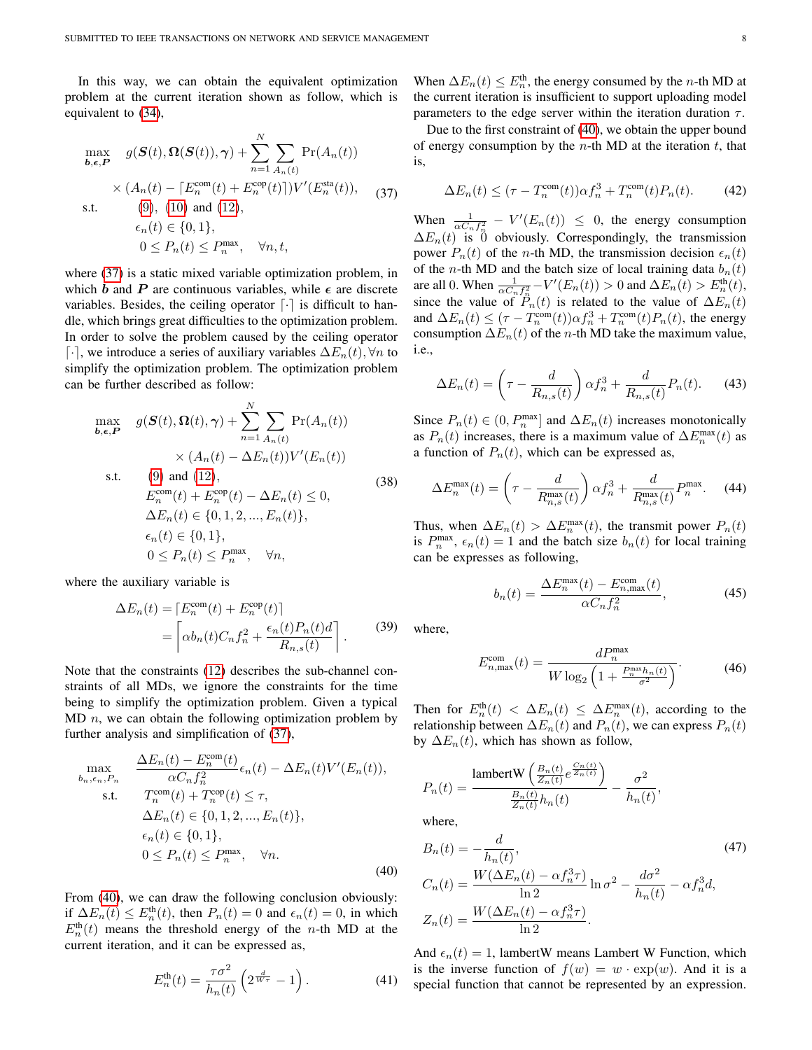In this way, we can obtain the equivalent optimization problem at the current iteration shown as follow, which is equivalent to (34),

$$
\begin{aligned}
\max_{\boldsymbol{b},\boldsymbol{\epsilon},\boldsymbol{P}} \quad & g(\boldsymbol{S}(t),\boldsymbol{\Omega}(\boldsymbol{S}(t)),\boldsymbol{\gamma}) + \sum_{n=1}^{N}\sum_{A_n(t)} \Pr(A_n(t)) \\
& \times (A_n(t) - \lceil E_n^{\text{com}}(t) + E_n^{\text{cop}}(t) \rceil) V'(E_n^{\text{sta}}(t)), \\
\text{s.t.} \quad & (9),\ (10) \text{ and } (12), \\
& \epsilon_n(t) \in \{0,1\}, \\
& 0 \le P_n(t) \le P_n^{\max}, \quad \forall n,t,
\end{aligned} \tag{37}
$$

where (37) is a static mixed variable optimization problem, in which $\boldsymbol{b}$ and $\boldsymbol{P}$ are continuous variables, while $\boldsymbol{\epsilon}$ are discrete variables. Besides, the ceiling operator $\lceil\cdot\rceil$ is difficult to handle, which brings great difficulties to the optimization problem. In order to solve the problem caused by the ceiling operator $\lceil\cdot\rceil$, we introduce a series of auxiliary variables $\Delta E_n(t), \forall n$ to simplify the optimization problem. The optimization problem can be further described as follow:

$$
\begin{aligned}
\max_{\boldsymbol{b},\boldsymbol{\epsilon},\boldsymbol{P}} \quad & g(\boldsymbol{S}(t),\boldsymbol{\Omega}(t),\boldsymbol{\gamma}) + \sum_{n=1}^{N}\sum_{A_n(t)} \Pr(A_n(t)) \\
& \times (A_n(t) - \Delta E_n(t)) V'(E_n(t)) \\
\text{s.t.} \quad & (9) \text{ and } (12), \\
& E_n^{\text{com}}(t) + E_n^{\text{cop}}(t) - \Delta E_n(t) \le 0, \\
& \Delta E_n(t) \in \{0,1,2,...,E_n(t)\}, \\
& \epsilon_n(t) \in \{0,1\}, \\
& 0 \le P_n(t) \le P_n^{\max}, \quad \forall n,
\end{aligned} \tag{38}
$$

where the auxiliary variable is

$$
\begin{aligned}
\Delta E_n(t) &= \lceil E_n^{\text{com}}(t) + E_n^{\text{cop}}(t) \rceil \\
&= \left\lceil \alpha b_n(t) C_n f_n^2 + \frac{\epsilon_n(t) P_n(t) d}{R_{n,s}(t)} \right\rceil .
\end{aligned} \tag{39}
$$

Note that the constraints (12) describes the sub-channel constraints of all MDs, we ignore the constraints for the time being to simplify the optimization problem. Given a typical MD $n$, we can obtain the following optimization problem by further analysis and simplification of (37),

$$
\begin{aligned}
\max_{b_n,\epsilon_n,P_n} \quad & \frac{\Delta E_n(t) - E_n^{\text{com}}(t)}{\alpha C_n f_n^2}\epsilon_n(t) - \Delta E_n(t) V'(E_n(t)), \\
\text{s.t.} \quad & T_n^{\text{com}}(t) + T_n^{\text{cop}}(t) \le \tau, \\
& \Delta E_n(t) \in \{0,1,2,...,E_n(t)\}, \\
& \epsilon_n(t) \in \{0,1\}, \\
& 0 \le P_n(t) \le P_n^{\max}, \quad \forall n.
\end{aligned} \tag{40}
$$

From (40), we can draw the following conclusion obviously: if $\Delta E_n(t) \le E_n^{\text{th}}(t)$, then $P_n(t) = 0$ and $\epsilon_n(t) = 0$, in which $E_n^{\text{th}}(t)$ means the threshold energy of the $n$-th MD at the current iteration, and it can be expressed as,

$$
E_n^{\text{th}}(t) = \frac{\tau\sigma^2}{h_n(t)}\left(2^{\frac{d}{W\tau}} - 1\right). \tag{41}
$$

When $\Delta E_n(t) \le E_n^{\text{th}}$, the energy consumed by the $n$-th MD at the current iteration is insufficient to support uploading model parameters to the edge server within the iteration duration $\tau$.

Due to the first constraint of (40), we obtain the upper bound of energy consumption by the $n$-th MD at the iteration $t$, that is,

$$
\Delta E_n(t) \le (\tau - T_n^{\text{com}}(t))\alpha f_n^3 + T_n^{\text{com}}(t) P_n(t). \tag{42}
$$

When $\frac{1}{\alpha C_n f_n^2} - V'(E_n(t)) \le 0$, the energy consumption $\Delta E_n(t)$ is 0 obviously. Correspondingly, the transmission power $P_n(t)$ of the $n$-th MD, the transmission decision $\epsilon_n(t)$ of the $n$-th MD and the batch size of local training data $b_n(t)$ are all 0. When $\frac{1}{\alpha C_n f_n^2} - V'(E_n(t)) > 0$ and $\Delta E_n(t) > E_n^{\text{th}}(t)$, since the value of $P_n(t)$ is related to the value of $\Delta E_n(t)$ and $\Delta E_n(t) \le (\tau - T_n^{\text{com}}(t))\alpha f_n^3 + T_n^{\text{com}}(t) P_n(t)$, the energy consumption $\Delta E_n(t)$ of the $n$-th MD take the maximum value, i.e.,

$$
\Delta E_n(t) = \left(\tau - \frac{d}{R_{n,s}(t)}\right)\alpha f_n^3 + \frac{d}{R_{n,s}(t)} P_n(t). \tag{43}
$$

Since $P_n(t) \in (0, P_n^{\max}]$ and $\Delta E_n(t)$ increases monotonically as $P_n(t)$ increases, there is a maximum value of $\Delta E_n^{\max}(t)$ as a function of $P_n(t)$, which can be expressed as,

$$
\Delta E_n^{\max}(t) = \left(\tau - \frac{d}{R_{n,s}^{\max}(t)}\right)\alpha f_n^3 + \frac{d}{R_{n,s}^{\max}(t)} P_n^{\max}. \tag{44}
$$

Thus, when $\Delta E_n(t) > \Delta E_n^{\max}(t)$, the transmit power $P_n(t)$ is $P_n^{\max}$, $\epsilon_n(t) = 1$ and the batch size $b_n(t)$ for local training can be expresses as following,

$$
b_n(t) = \frac{\Delta E_n^{\max}(t) - E_{n,\max}^{\text{com}}(t)}{\alpha C_n f_n^2}, \tag{45}
$$

where,

$$
E_{n,\max}^{\text{com}}(t) = \frac{d P_n^{\max}}{W \log_2\left(1 + \frac{P_n^{\max} h_n(t)}{\sigma^2}\right)}. \tag{46}
$$

Then for $E_n^{\text{th}}(t) < \Delta E_n(t) \le \Delta E_n^{\max}(t)$, according to the relationship between $\Delta E_n(t)$ and $P_n(t)$, we can express $P_n(t)$ by $\Delta E_n(t)$, which has shown as follow,

$$
\begin{aligned}
P_n(t) &= \frac{\text{lambertW}\left(\frac{B_n(t)}{Z_n(t)} e^{\frac{C_n(t)}{Z_n(t)}}\right)}{\frac{B_n(t)}{Z_n(t)} h_n(t)} - \frac{\sigma^2}{h_n(t)}, \\
&\text{where,} \\
B_n(t) &= -\frac{d}{h_n(t)}, \\
C_n(t) &= \frac{W(\Delta E_n(t) - \alpha f_n^3 \tau)}{\ln 2}\ln\sigma^2 - \frac{d\sigma^2}{h_n(t)} - \alpha f_n^3 d, \\
Z_n(t) &= \frac{W(\Delta E_n(t) - \alpha f_n^3 \tau)}{\ln 2}.
\end{aligned} \tag{47}
$$

And $\epsilon_n(t) = 1$, lambertW means Lambert W Function, which is the inverse function of $f(w) = w \cdot \exp(w)$. And it is a special function that cannot be represented by an expression.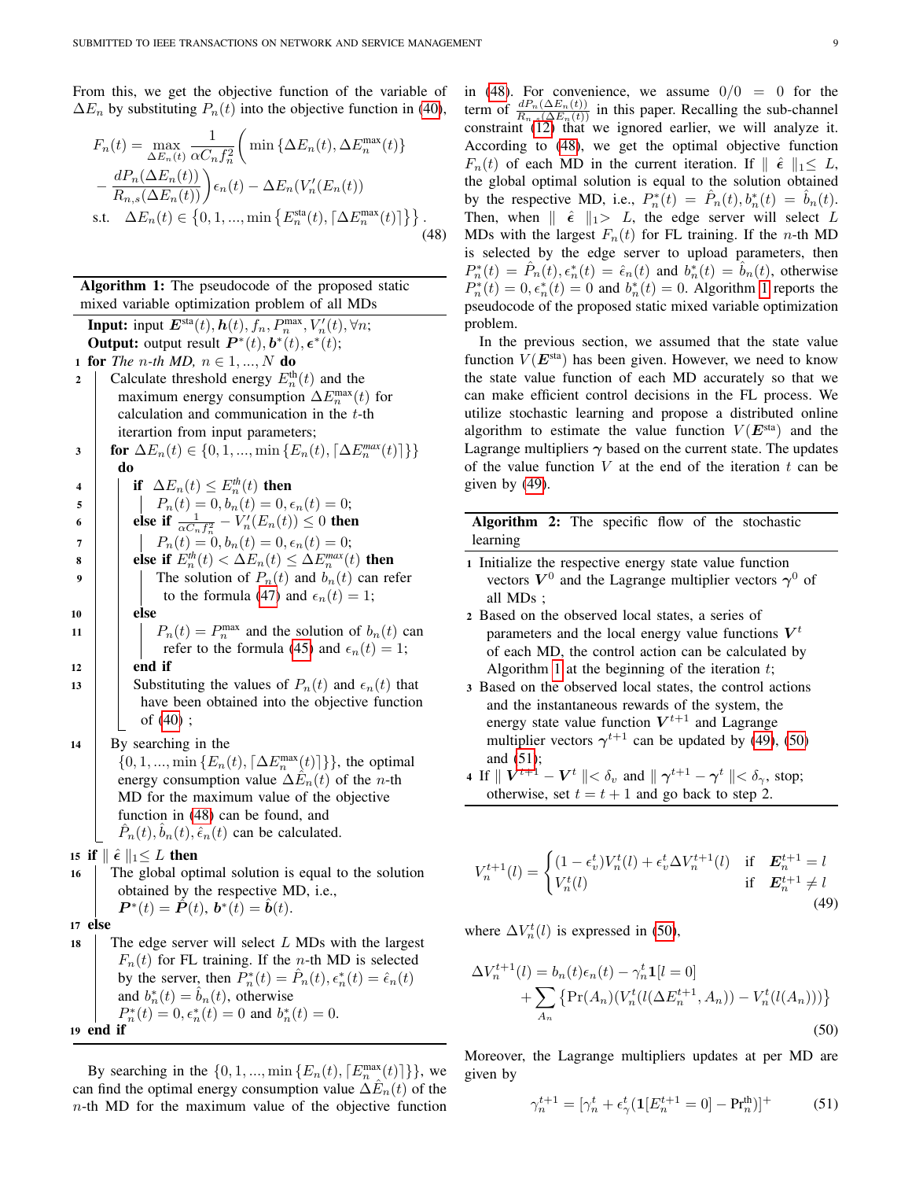From this, we get the objective function of the variable of $\Delta E_n$ by substituting $P_n(t)$ into the objective function in (40),

$$
\begin{aligned}
F_n(t) = \max_{\Delta E_n(t)} \frac{1}{\alpha C_n f_n^2}\bigg( \min\left\{\Delta E_n(t), \Delta E_n^{\max}(t)\right\} \\
- \frac{dP_n(\Delta E_n(t))}{R_{n,s}(\Delta E_n(t))}\bigg)\epsilon_n(t) - \Delta E_n(V_n'(E_n(t)) \\
\text{s.t.} \quad \Delta E_n(t) \in \left\{0,1,...,\min\left\{E_n^{\text{sta}}(t), \lceil \Delta E_n^{\max}(t) \rceil\right\}\right\}.
\end{aligned} \tag{48}
$$

**Algorithm 1:** The pseudocode of the proposed static mixed variable optimization problem of all MDs

```
Input: input E^sta(t), h(t), f_n, P_n^max, V'_n(t), ∀n;
Output: output result P*(t), b*(t), ε*(t);
1  for The n-th MD, n ∈ 1, ..., N do
2      Calculate threshold energy E_n^th(t) and the
       maximum energy consumption ΔE_n^max(t) for
       calculation and communication in the t-th
       iterartion from input parameters;
3      for ΔE_n(t) ∈ {0, 1, ..., min{E_n(t), ⌈ΔE_n^max(t)⌉}}
       do
4          if ΔE_n(t) ≤ E_n^th(t) then
5              P_n(t) = 0, b_n(t) = 0, ε_n(t) = 0;
6          else if 1/(αC_n f_n^2) − V'_n(E_n(t)) ≤ 0 then
7              P_n(t) = 0, b_n(t) = 0, ε_n(t) = 0;
8          else if E_n^th(t) < ΔE_n(t) ≤ ΔE_n^max(t) then
9              The solution of P_n(t) and b_n(t) can refer
               to the formula (47) and ε_n(t) = 1;
10         else
11             P_n(t) = P_n^max and the solution of b_n(t) can
               refer to the formula (45) and ε_n(t) = 1;
12         end if
13         Substituting the values of P_n(t) and ε_n(t) that
           have been obtained into the objective function
           of (40) ;
14     By searching in the
       {0, 1, ..., min{E_n(t), ⌈ΔE_n^max(t)⌉}}, the optimal
       energy consumption value ΔÊ_n(t) of the n-th
       MD for the maximum value of the objective
       function in (48) can be found, and
       P̂_n(t), b̂_n(t), ε̂_n(t) can be calculated.
15 if ‖ ε̂ ‖_1 ≤ L then
16     The global optimal solution is equal to the solution
       obtained by the respective MD, i.e.,
       P*(t) = P̂(t), b*(t) = b̂(t).
17 else
18     The edge server will select L MDs with the largest
       F_n(t) for FL training. If the n-th MD is selected
       by the server, then P_n*(t) = P̂_n(t), ε_n*(t) = ε̂_n(t)
       and b_n*(t) = b̂_n(t), otherwise
       P_n*(t) = 0, ε_n*(t) = 0 and b_n*(t) = 0.
19 end if
```

By searching in the $\{0,1,...,\min\{E_n(t), \lceil E_n^{\max}(t) \rceil\}\}$, we can find the optimal energy consumption value $\Delta\hat{E}_n(t)$ of the $n$-th MD for the maximum value of the objective function in (48). For convenience, we assume $0/0 = 0$ for the term of $\frac{dP_n(\Delta E_n(t))}{R_{n,s}(\Delta E_n(t))}$ in this paper. Recalling the sub-channel constraint (12) that we ignored earlier, we will analyze it. According to (48), we get the optimal objective function $F_n(t)$ of each MD in the current iteration. If $\| \hat{\boldsymbol{\epsilon}} \|_1 \leq L$, the global optimal solution is equal to the solution obtained by the respective MD, i.e., $P_n^*(t) = \hat{P}_n(t), b_n^*(t) = \hat{b}_n(t)$. Then, when $\| \hat{\boldsymbol{\epsilon}} \|_1 > L$, the edge server will select $L$ MDs with the largest $F_n(t)$ for FL training. If the $n$-th MD is selected by the edge server to upload parameters, then $P_n^*(t) = \hat{P}_n(t), \epsilon_n^*(t) = \hat{\epsilon}_n(t)$ and $b_n^*(t) = \hat{b}_n(t)$, otherwise $P_n^*(t) = 0, \epsilon_n^*(t) = 0$ and $b_n^*(t) = 0$. Algorithm 1 reports the pseudocode of the proposed static mixed variable optimization problem.

In the previous section, we assumed that the state value function $V(\boldsymbol{E}^{\text{sta}})$ has been given. However, we need to know the state value function of each MD accurately so that we can make efficient control decisions in the FL process. We utilize stochastic learning and propose a distributed online algorithm to estimate the value function $V(\boldsymbol{E}^{\text{sta}})$ and the Lagrange multipliers $\boldsymbol{\gamma}$ based on the current state. The updates of the value function $V$ at the end of the iteration $t$ can be given by (49).

**Algorithm 2:** The specific flow of the stochastic learning

1. Initialize the respective energy state value function vectors $\boldsymbol{V}^0$ and the Lagrange multiplier vectors $\boldsymbol{\gamma}^0$ of all MDs ;
2. Based on the observed local states, a series of parameters and the local energy value functions $\boldsymbol{V}^t$ of each MD, the control action can be calculated by Algorithm 1 at the beginning of the iteration $t$;
3. Based on the observed local states, the control actions and the instantaneous rewards of the system, the energy state value function $\boldsymbol{V}^{t+1}$ and Lagrange multiplier vectors $\boldsymbol{\gamma}^{t+1}$ can be updated by (49), (50) and (51);
4. If $\| \boldsymbol{V}^{t+1} - \boldsymbol{V}^t \| < \delta_v$ and $\| \boldsymbol{\gamma}^{t+1} - \boldsymbol{\gamma}^t \| < \delta_\gamma$, stop; otherwise, set $t = t+1$ and go back to step 2.

$$
V_n^{t+1}(l) = \begin{cases} (1-\epsilon_v^t)V_n^t(l) + \epsilon_v^t \Delta V_n^{t+1}(l) & \text{if} \quad \boldsymbol{E}_n^{t+1} = l \\ V_n^t(l) & \text{if} \quad \boldsymbol{E}_n^{t+1} \neq l \end{cases} \tag{49}
$$

where $\Delta V_n^t(l)$ is expressed in (50),

$$
\begin{aligned}
\Delta V_n^{t+1}(l) = b_n(t)\epsilon_n(t) - \gamma_n^t \mathbf{1}[l=0] \\
+ \sum_{A_n} \left\{ \Pr(A_n)(V_n^t(l(\Delta E_n^{t+1}, A_n)) - V_n^t(l(A_n))) \right\}
\end{aligned} \tag{50}
$$

Moreover, the Lagrange multipliers updates at per MD are given by

$$
\gamma_n^{t+1} = [\gamma_n^t + \epsilon_\gamma^t(\mathbf{1}[E_n^{t+1}=0] - \Pr^{\text{th}})]^+ \tag{51}
$$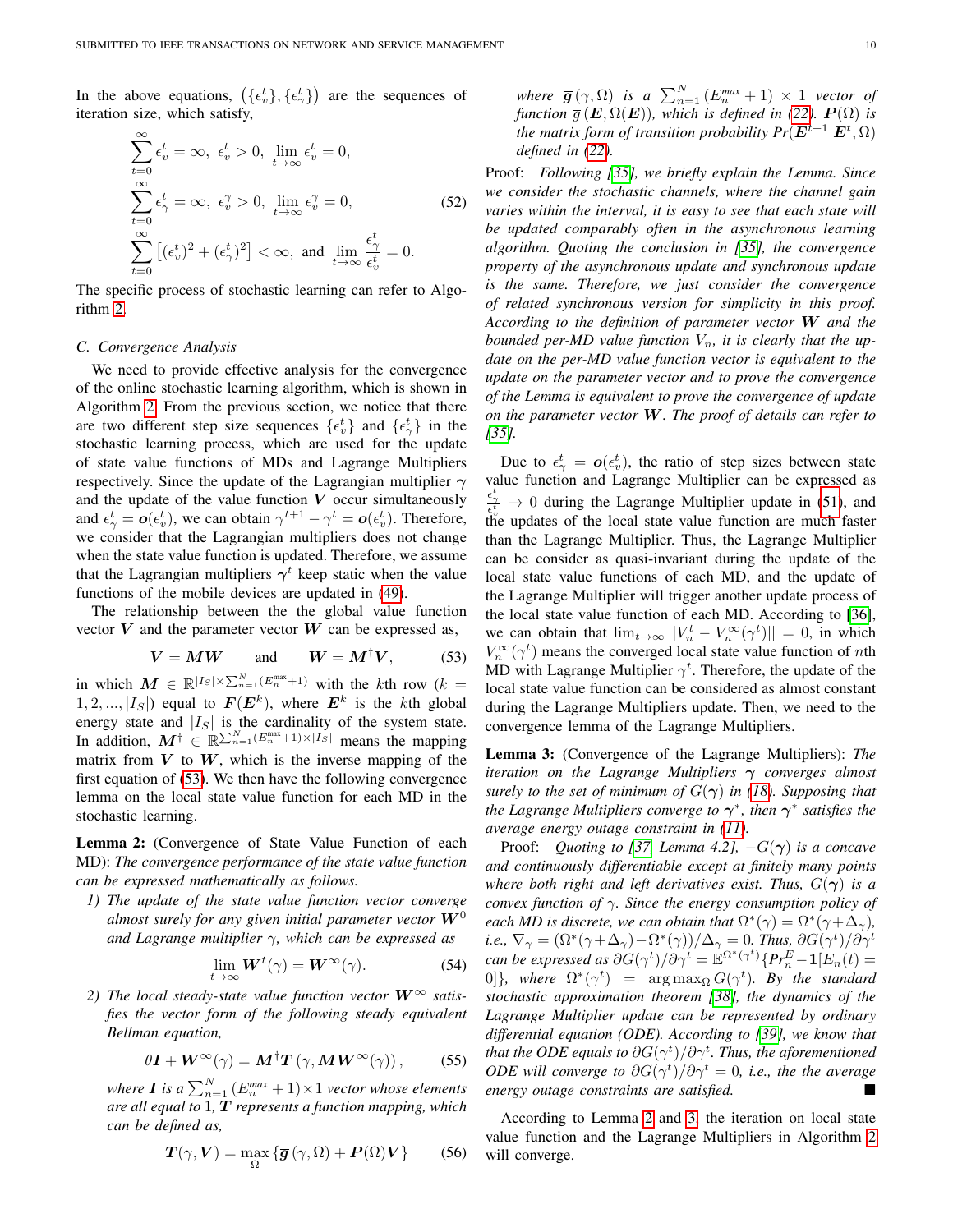In the above equations, $\left(\{\epsilon_v^t\}, \{\epsilon_\gamma^t\}\right)$ are the sequences of iteration size, which satisfy,

$$\begin{aligned}
&\sum_{t=0}^{\infty} \epsilon_v^t = \infty,\ \epsilon_v^t > 0,\ \lim_{t\to\infty} \epsilon_v^t = 0, \\
&\sum_{t=0}^{\infty} \epsilon_\gamma^t = \infty,\ \epsilon_v^\gamma > 0,\ \lim_{t\to\infty} \epsilon_v^\gamma = 0, \\
&\sum_{t=0}^{\infty} \left[(\epsilon_v^t)^2 + (\epsilon_\gamma^t)^2\right] < \infty, \text{ and } \lim_{t\to\infty} \frac{\epsilon_\gamma^t}{\epsilon_v^t} = 0.
\end{aligned} \tag{52}$$

The specific process of stochastic learning can refer to Algorithm 2.

### C. Convergence Analysis

We need to provide effective analysis for the convergence of the online stochastic learning algorithm, which is shown in Algorithm 2. From the previous section, we notice that there are two different step size sequences $\{\epsilon_v^t\}$ and $\{\epsilon_\gamma^t\}$ in the stochastic learning process, which are used for the update of state value functions of MDs and Lagrange Multipliers respectively. Since the update of the Lagrangian multiplier $\boldsymbol{\gamma}$ and the update of the value function $\boldsymbol{V}$ occur simultaneously and $\epsilon_\gamma^t = \boldsymbol{o}(\epsilon_v^t)$, we can obtain $\gamma^{t+1} - \gamma^t = \boldsymbol{o}(\epsilon_v^t)$. Therefore, we consider that the Lagrangian multipliers does not change when the state value function is updated. Therefore, we assume that the Lagrangian multipliers $\boldsymbol{\gamma}^t$ keep static when the value functions of the mobile devices are updated in (49).

The relationship between the the global value function vector $\boldsymbol{V}$ and the parameter vector $\boldsymbol{W}$ can be expressed as,

$$\boldsymbol{V} = \boldsymbol{M}\boldsymbol{W} \qquad \text{and} \qquad \boldsymbol{W} = \boldsymbol{M}^{\dagger}\boldsymbol{V}, \tag{53}$$

in which $\boldsymbol{M} \in \mathbb{R}^{|I_S| \times \sum_{n=1}^{N}(E_n^{\max}+1)}$ with the $k$th row ($k = 1, 2, ..., |I_S|$) equal to $\boldsymbol{F}(\boldsymbol{E}^k)$, where $\boldsymbol{E}^k$ is the $k$th global energy state and $|I_S|$ is the cardinality of the system state. In addition, $\boldsymbol{M}^{\dagger} \in \mathbb{R}^{\sum_{n=1}^{N}(E_n^{\max}+1)\times|I_S|}$ means the mapping matrix from $\boldsymbol{V}$ to $\boldsymbol{W}$, which is the inverse mapping of the first equation of (53). We then have the following convergence lemma on the local state value function for each MD in the stochastic learning.

**Lemma 2:** (Convergence of State Value Function of each MD): *The convergence performance of the state value function can be expressed mathematically as follows.*

1. *The update of the state value function vector converge almost surely for any given initial parameter vector $\boldsymbol{W}^0$ and Lagrange multiplier $\gamma$, which can be expressed as*

$$\lim_{t\to\infty} \boldsymbol{W}^t(\gamma) = \boldsymbol{W}^{\infty}(\gamma). \tag{54}$$

2. *The local steady-state value function vector $\boldsymbol{W}^{\infty}$ satisfies the vector form of the following steady equivalent Bellman equation,*

$$\theta \boldsymbol{I} + \boldsymbol{W}^{\infty}(\gamma) = \boldsymbol{M}^{\dagger}\boldsymbol{T}\left(\gamma, \boldsymbol{M}\boldsymbol{W}^{\infty}(\gamma)\right), \tag{55}$$

*where $\boldsymbol{I}$ is a $\sum_{n=1}^{N}(E_n^{max}+1)\times 1$ vector whose elements are all equal to 1, $\boldsymbol{T}$ represents a function mapping, which can be defined as,*

$$\boldsymbol{T}(\gamma, \boldsymbol{V}) = \max_{\Omega}\left\{\overline{\boldsymbol{g}}\left(\gamma, \Omega\right) + \boldsymbol{P}(\Omega)\boldsymbol{V}\right\} \tag{56}$$

*where $\overline{\boldsymbol{g}}\left(\gamma, \Omega\right)$ is a $\sum_{n=1}^{N}(E_n^{max}+1) \times 1$ vector of function $\overline{g}\left(\boldsymbol{E}, \Omega(\boldsymbol{E})\right)$, which is defined in (22). $\boldsymbol{P}(\Omega)$ is the matrix form of transition probability $Pr(\boldsymbol{E}^{t+1}|\boldsymbol{E}^t, \Omega)$ defined in (22).*

Proof: *Following [35], we briefly explain the Lemma. Since we consider the stochastic channels, where the channel gain varies within the interval, it is easy to see that each state will be updated comparably often in the asynchronous learning algorithm. Quoting the conclusion in [35], the convergence property of the asynchronous update and synchronous update is the same. Therefore, we just consider the convergence of related synchronous version for simplicity in this proof. According to the definition of parameter vector $\boldsymbol{W}$ and the bounded per-MD value function $V_n$, it is clearly that the update on the per-MD value function vector is equivalent to the update on the parameter vector and to prove the convergence of the Lemma is equivalent to prove the convergence of update on the parameter vector $\boldsymbol{W}$. The proof of details can refer to [35].*

Due to $\epsilon_\gamma^t = \boldsymbol{o}(\epsilon_v^t)$, the ratio of step sizes between state value function and Lagrange Multiplier can be expressed as $\frac{\epsilon_\gamma^t}{\epsilon_v^t} \to 0$ during the Lagrange Multiplier update in (51), and the updates of the local state value function are much faster than the Lagrange Multiplier. Thus, the Lagrange Multiplier can be consider as quasi-invariant during the update of the local state value functions of each MD, and the update of the Lagrange Multiplier will trigger another update process of the local state value function of each MD. According to [36], we can obtain that $\lim_{t\to\infty} ||V_n^t - V_n^{\infty}(\gamma^t)|| = 0$, in which $V_n^{\infty}(\gamma^t)$ means the converged local state value function of $n$th MD with Lagrange Multiplier $\gamma^t$. Therefore, the update of the local state value function can be considered as almost constant during the Lagrange Multipliers update. Then, we need to the convergence lemma of the Lagrange Multipliers.

**Lemma 3:** (Convergence of the Lagrange Multipliers): *The iteration on the Lagrange Multipliers $\boldsymbol{\gamma}$ converges almost surely to the set of minimum of $G(\boldsymbol{\gamma})$ in (18). Supposing that the Lagrange Multipliers converge to $\boldsymbol{\gamma}^*$, then $\boldsymbol{\gamma}^*$ satisfies the average energy outage constraint in (11).*

Proof: *Quoting to [37, Lemma 4.2], $-G(\boldsymbol{\gamma})$ is a concave and continuously differentiable except at finitely many points where both right and left derivatives exist. Thus, $G(\boldsymbol{\gamma})$ is a convex function of $\gamma$. Since the energy consumption policy of each MD is discrete, we can obtain that $\Omega^*(\gamma) = \Omega^*(\gamma + \Delta_\gamma)$, i.e., $\nabla_\gamma = (\Omega^*(\gamma + \Delta_\gamma) - \Omega^*(\gamma))/\Delta_\gamma = 0$. Thus, $\partial G(\gamma^t)/\partial\gamma^t$ can be expressed as $\partial G(\gamma^t)/\partial\gamma^t = \mathbb{E}^{\Omega^*(\gamma^t)}\{Pr_n^E - \boldsymbol{1}[E_n(t) = 0]\}$, where $\Omega^*(\gamma^t) = \arg\max_{\Omega} G(\gamma^t)$. By the standard stochastic approximation theorem [38], the dynamics of the Lagrange Multiplier update can be represented by ordinary differential equation (ODE). According to [39], we know that that the ODE equals to $\partial G(\gamma^t)/\partial\gamma^t$. Thus, the aforementioned ODE will converge to $\partial G(\gamma^t)/\partial\gamma^t = 0$, i.e., the the average energy outage constraints are satisfied.* ■

According to Lemma 2 and 3, the iteration on local state value function and the Lagrange Multipliers in Algorithm 2 will converge.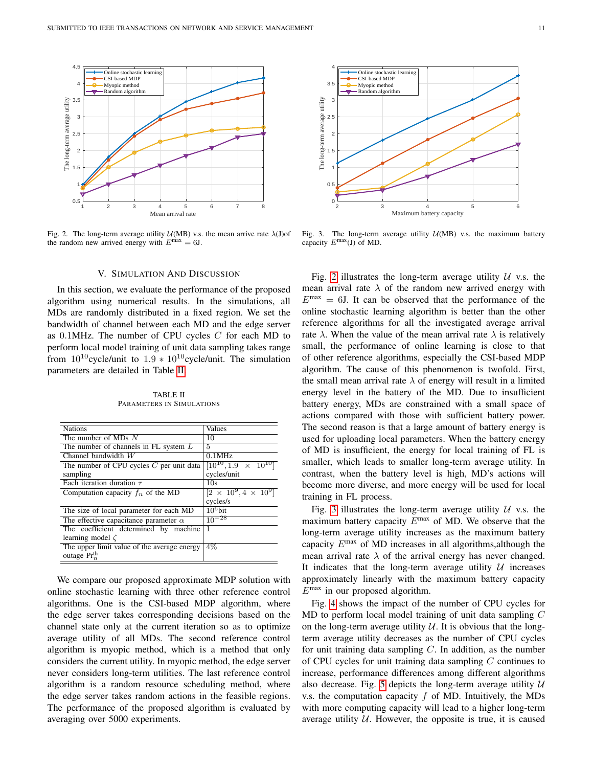Fig. 2. The long-term average utility $\mathcal{U}$(MB) v.s. the mean arrive rate $\lambda$(J)of the random new arrived energy with $E^{\max} = 6$J.

Fig. 3. The long-term average utility $\mathcal{U}$(MB) v.s. the maximum battery capacity $E^{\max}$(J) of MD.

## V. Simulation And Discussion

In this section, we evaluate the performance of the proposed algorithm using numerical results. In the simulations, all MDs are randomly distributed in a fixed region. We set the bandwidth of channel between each MD and the edge server as 0.1MHz. The number of CPU cycles $C$ for each MD to perform local model training of unit data sampling takes range from $10^{10}$cycle/unit to $1.9 * 10^{10}$cycle/unit. The simulation parameters are detailed in Table II.

TABLE II
Parameters in Simulations

| Nations | Values |
|---|---|
| The number of MDs $N$ | 10 |
| The number of channels in FL system $L$ | 5 |
| Channel bandwidth $W$ | 0.1MHz |
| The number of CPU cycles $C$ per unit data sampling | $[10^{10}, 1.9 \times 10^{10}]$ cycles/unit |
| Each iteration duration $\tau$ | 10s |
| Computation capacity $f_n$ of the MD | $[2 \times 10^{9}, 4 \times 10^{9}]$ cycles/s |
| The size of local parameter for each MD | $10^{6}$bit |
| The effective capacitance parameter $\alpha$ | $10^{-28}$ |
| The coefficient determined by machine learning model $\zeta$ | 1 |
| The upper limit value of the average energy outage $\mathrm{Pr}_n^{\mathrm{th}}$ | 4% |

We compare our proposed approximate MDP solution with online stochastic learning with three other reference control algorithms. One is the CSI-based MDP algorithm, where the edge server takes corresponding decisions based on the channel state only at the current iteration so as to optimize average utility of all MDs. The second reference control algorithm is myopic method, which is a method that only considers the current utility. In myopic method, the edge server never considers long-term utilities. The last reference control algorithm is a random resource scheduling method, where the edge server takes random actions in the feasible regions. The performance of the proposed algorithm is evaluated by averaging over 5000 experiments.

Fig. 2 illustrates the long-term average utility $\mathcal{U}$ v.s. the mean arrival rate $\lambda$ of the random new arrived energy with $E^{\max} = 6$J. It can be observed that the performance of the online stochastic learning algorithm is better than the other reference algorithms for all the investigated average arrival rate $\lambda$. When the value of the mean arrival rate $\lambda$ is relatively small, the performance of online learning is close to that of other reference algorithms, especially the CSI-based MDP algorithm. The cause of this phenomenon is twofold. First, the small mean arrival rate $\lambda$ of energy will result in a limited energy level in the battery of the MD. Due to insufficient battery energy, MDs are constrained with a small space of actions compared with those with sufficient battery power. The second reason is that a large amount of battery energy is used for uploading local parameters. When the battery energy of MD is insufficient, the energy for local training of FL is smaller, which leads to smaller long-term average utility. In contrast, when the battery level is high, MD's actions will become more diverse, and more energy will be used for local training in FL process.

Fig. 3 illustrates the long-term average utility $\mathcal{U}$ v.s. the maximum battery capacity $E^{\max}$ of MD. We observe that the long-term average utility increases as the maximum battery capacity $E^{\max}$ of MD increases in all algorithms,although the mean arrival rate $\lambda$ of the arrival energy has never changed. It indicates that the long-term average utility $\mathcal{U}$ increases approximately linearly with the maximum battery capacity $E^{\max}$ in our proposed algorithm.

Fig. 4 shows the impact of the number of CPU cycles for MD to perform local model training of unit data sampling $C$ on the long-term average utility $\mathcal{U}$. It is obvious that the long-term average utility decreases as the number of CPU cycles for unit training data sampling $C$. In addition, as the number of CPU cycles for unit training data sampling $C$ continues to increase, performance differences among different algorithms also decrease. Fig. 5 depicts the long-term average utility $\mathcal{U}$ v.s. the computation capacity $f$ of MD. Intuitively, the MDs with more computing capacity will lead to a higher long-term average utility $\mathcal{U}$. However, the opposite is true, it is caused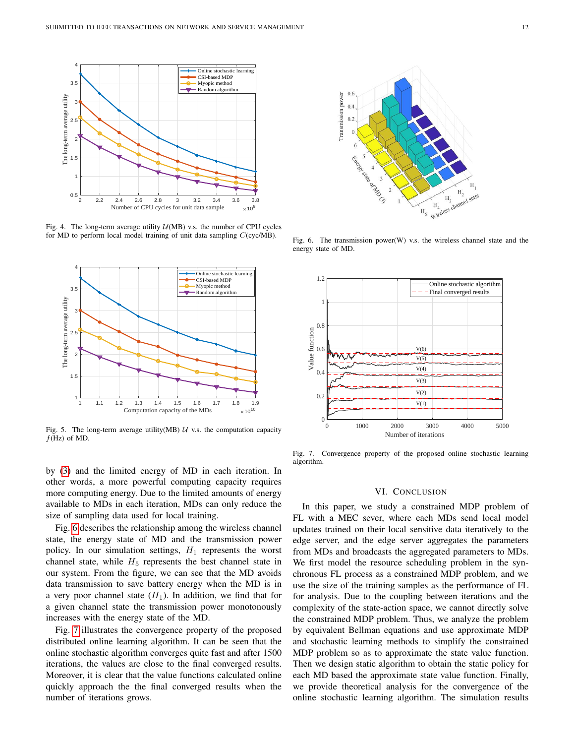Fig. 4. The long-term average utility $\mathcal{U}$(MB) v.s. the number of CPU cycles for MD to perform local model training of unit data sampling $C$(cyc/MB).

Fig. 5. The long-term average utility(MB) $\mathcal{U}$ v.s. the computation capacity $f$(Hz) of MD.

by (3) and the limited energy of MD in each iteration. In other words, a more powerful computing capacity requires more computing energy. Due to the limited amounts of energy available to MDs in each iteration, MDs can only reduce the size of sampling data used for local training.

Fig. 6 describes the relationship among the wireless channel state, the energy state of MD and the transmission power policy. In our simulation settings, $H_1$ represents the worst channel state, while $H_5$ represents the best channel state in our system. From the figure, we can see that the MD avoids data transmission to save battery energy when the MD is in a very poor channel state ($H_1$). In addition, we find that for a given channel state the transmission power monotonously increases with the energy state of the MD.

Fig. 7 illustrates the convergence property of the proposed distributed online learning algorithm. It can be seen that the online stochastic algorithm converges quite fast and after 1500 iterations, the values are close to the final converged results. Moreover, it is clear that the value functions calculated online quickly approach the the final converged results when the number of iterations grows.

Fig. 6. The transmission power(W) v.s. the wireless channel state and the energy state of MD.

Fig. 7. Convergence property of the proposed online stochastic learning algorithm.

## VI. Conclusion

In this paper, we study a constrained MDP problem of FL with a MEC sever, where each MDs send local model updates trained on their local sensitive data iteratively to the edge server, and the edge server aggregates the parameters from MDs and broadcasts the aggregated parameters to MDs. We first model the resource scheduling problem in the synchronous FL process as a constrained MDP problem, and we use the size of the training samples as the performance of FL for analysis. Due to the coupling between iterations and the complexity of the state-action space, we cannot directly solve the constrained MDP problem. Thus, we analyze the problem by equivalent Bellman equations and use approximate MDP and stochastic learning methods to simplify the constrained MDP problem so as to approximate the state value function. Then we design static algorithm to obtain the static policy for each MD based the approximate state value function. Finally, we provide theoretical analysis for the convergence of the online stochastic learning algorithm. The simulation results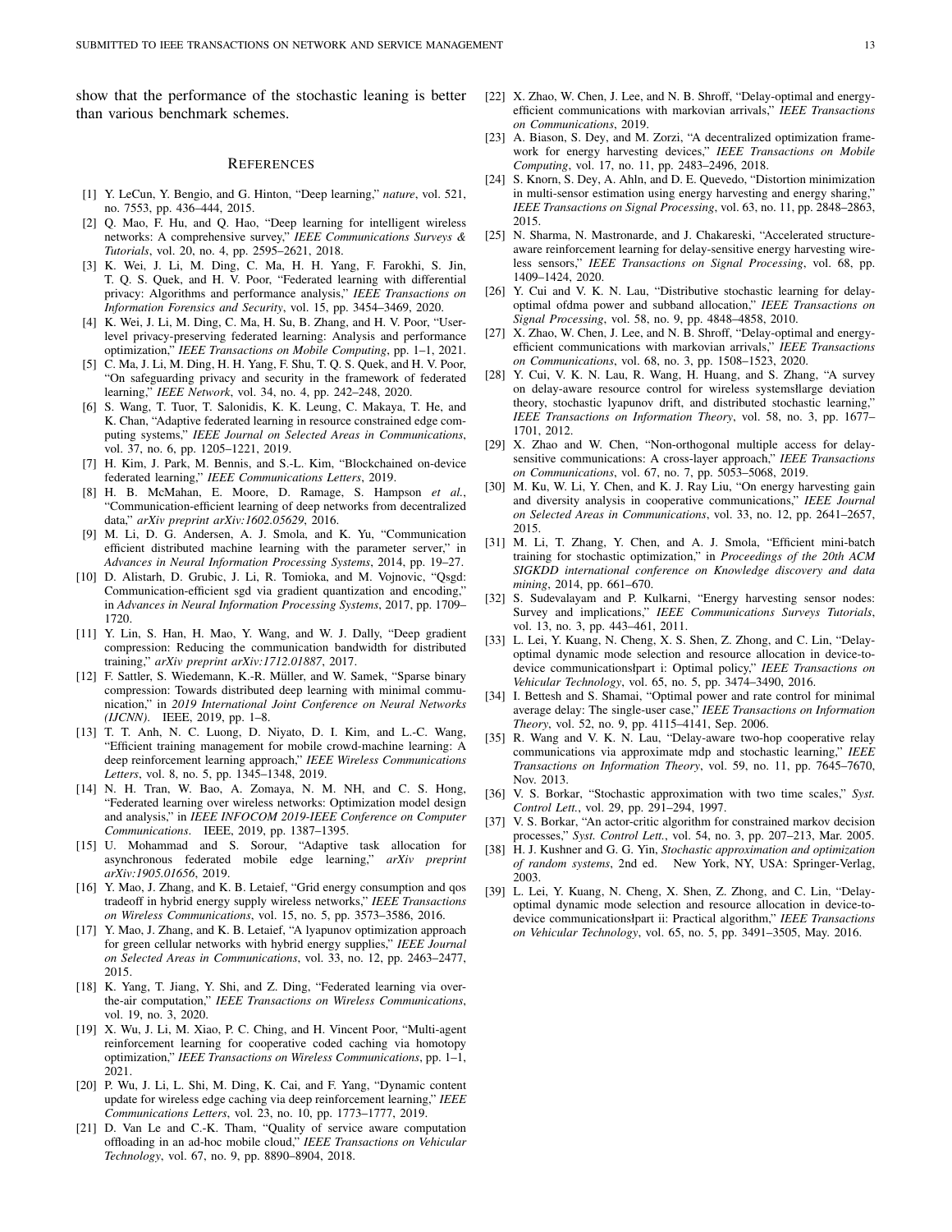show that the performance of the stochastic leaning is better than various benchmark schemes.

## References

[1] Y. LeCun, Y. Bengio, and G. Hinton, "Deep learning," *nature*, vol. 521, no. 7553, pp. 436–444, 2015.

[2] Q. Mao, F. Hu, and Q. Hao, "Deep learning for intelligent wireless networks: A comprehensive survey," *IEEE Communications Surveys & Tutorials*, vol. 20, no. 4, pp. 2595–2621, 2018.

[3] K. Wei, J. Li, M. Ding, C. Ma, H. H. Yang, F. Farokhi, S. Jin, T. Q. S. Quek, and H. V. Poor, "Federated learning with differential privacy: Algorithms and performance analysis," *IEEE Transactions on Information Forensics and Security*, vol. 15, pp. 3454–3469, 2020.

[4] K. Wei, J. Li, M. Ding, C. Ma, H. Su, B. Zhang, and H. V. Poor, "User-level privacy-preserving federated learning: Analysis and performance optimization," *IEEE Transactions on Mobile Computing*, pp. 1–1, 2021.

[5] C. Ma, J. Li, M. Ding, H. H. Yang, F. Shu, T. Q. S. Quek, and H. V. Poor, "On safeguarding privacy and security in the framework of federated learning," *IEEE Network*, vol. 34, no. 4, pp. 242–248, 2020.

[6] S. Wang, T. Tuor, T. Salonidis, K. K. Leung, C. Makaya, T. He, and K. Chan, "Adaptive federated learning in resource constrained edge computing systems," *IEEE Journal on Selected Areas in Communications*, vol. 37, no. 6, pp. 1205–1221, 2019.

[7] H. Kim, J. Park, M. Bennis, and S.-L. Kim, "Blockchained on-device federated learning," *IEEE Communications Letters*, 2019.

[8] H. B. McMahan, E. Moore, D. Ramage, S. Hampson *et al.*, "Communication-efficient learning of deep networks from decentralized data," *arXiv preprint arXiv:1602.05629*, 2016.

[9] M. Li, D. G. Andersen, A. J. Smola, and K. Yu, "Communication efficient distributed machine learning with the parameter server," in *Advances in Neural Information Processing Systems*, 2014, pp. 19–27.

[10] D. Alistarh, D. Grubic, J. Li, R. Tomioka, and M. Vojnovic, "Qsgd: Communication-efficient sgd via gradient quantization and encoding," in *Advances in Neural Information Processing Systems*, 2017, pp. 1709–1720.

[11] Y. Lin, S. Han, H. Mao, Y. Wang, and W. J. Dally, "Deep gradient compression: Reducing the communication bandwidth for distributed training," *arXiv preprint arXiv:1712.01887*, 2017.

[12] F. Sattler, S. Wiedemann, K.-R. Müller, and W. Samek, "Sparse binary compression: Towards distributed deep learning with minimal communication," in *2019 International Joint Conference on Neural Networks (IJCNN)*. IEEE, 2019, pp. 1–8.

[13] T. T. Anh, N. C. Luong, D. Niyato, D. I. Kim, and L.-C. Wang, "Efficient training management for mobile crowd-machine learning: A deep reinforcement learning approach," *IEEE Wireless Communications Letters*, vol. 8, no. 5, pp. 1345–1348, 2019.

[14] N. H. Tran, W. Bao, A. Zomaya, N. M. NH, and C. S. Hong, "Federated learning over wireless networks: Optimization model design and analysis," in *IEEE INFOCOM 2019-IEEE Conference on Computer Communications*. IEEE, 2019, pp. 1387–1395.

[15] U. Mohammad and S. Sorour, "Adaptive task allocation for asynchronous federated mobile edge learning," *arXiv preprint arXiv:1905.01656*, 2019.

[16] Y. Mao, J. Zhang, and K. B. Letaief, "Grid energy consumption and qos tradeoff in hybrid energy supply wireless networks," *IEEE Transactions on Wireless Communications*, vol. 15, no. 5, pp. 3573–3586, 2016.

[17] Y. Mao, J. Zhang, and K. B. Letaief, "A lyapunov optimization approach for green cellular networks with hybrid energy supplies," *IEEE Journal on Selected Areas in Communications*, vol. 33, no. 12, pp. 2463–2477, 2015.

[18] K. Yang, T. Jiang, Y. Shi, and Z. Ding, "Federated learning via over-the-air computation," *IEEE Transactions on Wireless Communications*, vol. 19, no. 3, 2020.

[19] X. Wu, J. Li, M. Xiao, P. C. Ching, and H. Vincent Poor, "Multi-agent reinforcement learning for cooperative coded caching via homotopy optimization," *IEEE Transactions on Wireless Communications*, pp. 1–1, 2021.

[20] P. Wu, J. Li, L. Shi, M. Ding, K. Cai, and F. Yang, "Dynamic content update for wireless edge caching via deep reinforcement learning," *IEEE Communications Letters*, vol. 23, no. 10, pp. 1773–1777, 2019.

[21] D. Van Le and C.-K. Tham, "Quality of service aware computation offloading in an ad-hoc mobile cloud," *IEEE Transactions on Vehicular Technology*, vol. 67, no. 9, pp. 8890–8904, 2018.

[22] X. Zhao, W. Chen, J. Lee, and N. B. Shroff, "Delay-optimal and energy-efficient communications with markovian arrivals," *IEEE Transactions on Communications*, 2019.

[23] A. Biason, S. Dey, and M. Zorzi, "A decentralized optimization framework for energy harvesting devices," *IEEE Transactions on Mobile Computing*, vol. 17, no. 11, pp. 2483–2496, 2018.

[24] S. Knorn, S. Dey, A. Ahln, and D. E. Quevedo, "Distortion minimization in multi-sensor estimation using energy harvesting and energy sharing," *IEEE Transactions on Signal Processing*, vol. 63, no. 11, pp. 2848–2863, 2015.

[25] N. Sharma, N. Mastronarde, and J. Chakareski, "Accelerated structure-aware reinforcement learning for delay-sensitive energy harvesting wireless sensors," *IEEE Transactions on Signal Processing*, vol. 68, pp. 1409–1424, 2020.

[26] Y. Cui and V. K. N. Lau, "Distributive stochastic learning for delay-optimal ofdma power and subband allocation," *IEEE Transactions on Signal Processing*, vol. 58, no. 9, pp. 4848–4858, 2010.

[27] X. Zhao, W. Chen, J. Lee, and N. B. Shroff, "Delay-optimal and energy-efficient communications with markovian arrivals," *IEEE Transactions on Communications*, vol. 68, no. 3, pp. 1508–1523, 2020.

[28] Y. Cui, V. K. N. Lau, R. Wang, H. Huang, and S. Zhang, "A survey on delay-aware resource control for wireless systemsłlarge deviation theory, stochastic lyapunov drift, and distributed stochastic learning," *IEEE Transactions on Information Theory*, vol. 58, no. 3, pp. 1677–1701, 2012.

[29] X. Zhao and W. Chen, "Non-orthogonal multiple access for delay-sensitive communications: A cross-layer approach," *IEEE Transactions on Communications*, vol. 67, no. 7, pp. 5053–5068, 2019.

[30] M. Ku, W. Li, Y. Chen, and K. J. Ray Liu, "On energy harvesting gain and diversity analysis in cooperative communications," *IEEE Journal on Selected Areas in Communications*, vol. 33, no. 12, pp. 2641–2657, 2015.

[31] M. Li, T. Zhang, Y. Chen, and A. J. Smola, "Efficient mini-batch training for stochastic optimization," in *Proceedings of the 20th ACM SIGKDD international conference on Knowledge discovery and data mining*, 2014, pp. 661–670.

[32] S. Sudevalayam and P. Kulkarni, "Energy harvesting sensor nodes: Survey and implications," *IEEE Communications Surveys Tutorials*, vol. 13, no. 3, pp. 443–461, 2011.

[33] L. Lei, Y. Kuang, N. Cheng, X. S. Shen, Z. Zhong, and C. Lin, "Delay-optimal dynamic mode selection and resource allocation in device-to-device communicationsłpart i: Optimal policy," *IEEE Transactions on Vehicular Technology*, vol. 65, no. 5, pp. 3474–3490, 2016.

[34] I. Bettesh and S. Shamai, "Optimal power and rate control for minimal average delay: The single-user case," *IEEE Transactions on Information Theory*, vol. 52, no. 9, pp. 4115–4141, Sep. 2006.

[35] R. Wang and V. K. N. Lau, "Delay-aware two-hop cooperative relay communications via approximate mdp and stochastic learning," *IEEE Transactions on Information Theory*, vol. 59, no. 11, pp. 7645–7670, Nov. 2013.

[36] V. S. Borkar, "Stochastic approximation with two time scales," *Syst. Control Lett.*, vol. 29, pp. 291–294, 1997.

[37] V. S. Borkar, "An actor-critic algorithm for constrained markov decision processes," *Syst. Control Lett.*, vol. 54, no. 3, pp. 207–213, Mar. 2005.

[38] H. J. Kushner and G. G. Yin, *Stochastic approximation and optimization of random systems*, 2nd ed. New York, NY, USA: Springer-Verlag, 2003.

[39] L. Lei, Y. Kuang, N. Cheng, X. Shen, Z. Zhong, and C. Lin, "Delay-optimal dynamic mode selection and resource allocation in device-to-device communicationsłpart ii: Practical algorithm," *IEEE Transactions on Vehicular Technology*, vol. 65, no. 5, pp. 3491–3505, May. 2016.